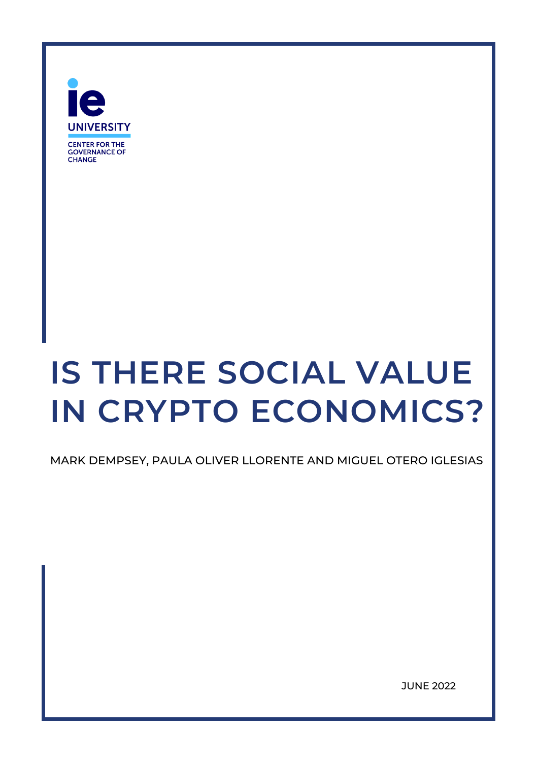IE UNIVERSITY

CENTER FOR THE GOVERNANCE OF CHANGE

# IS THERE SOCIAL VALUE IN CRYPTO ECONOMICS?

MARK DEMPSEY, PAULA OLIVER LLORENTE AND MIGUEL OTERO IGLESIAS

JUNE 2022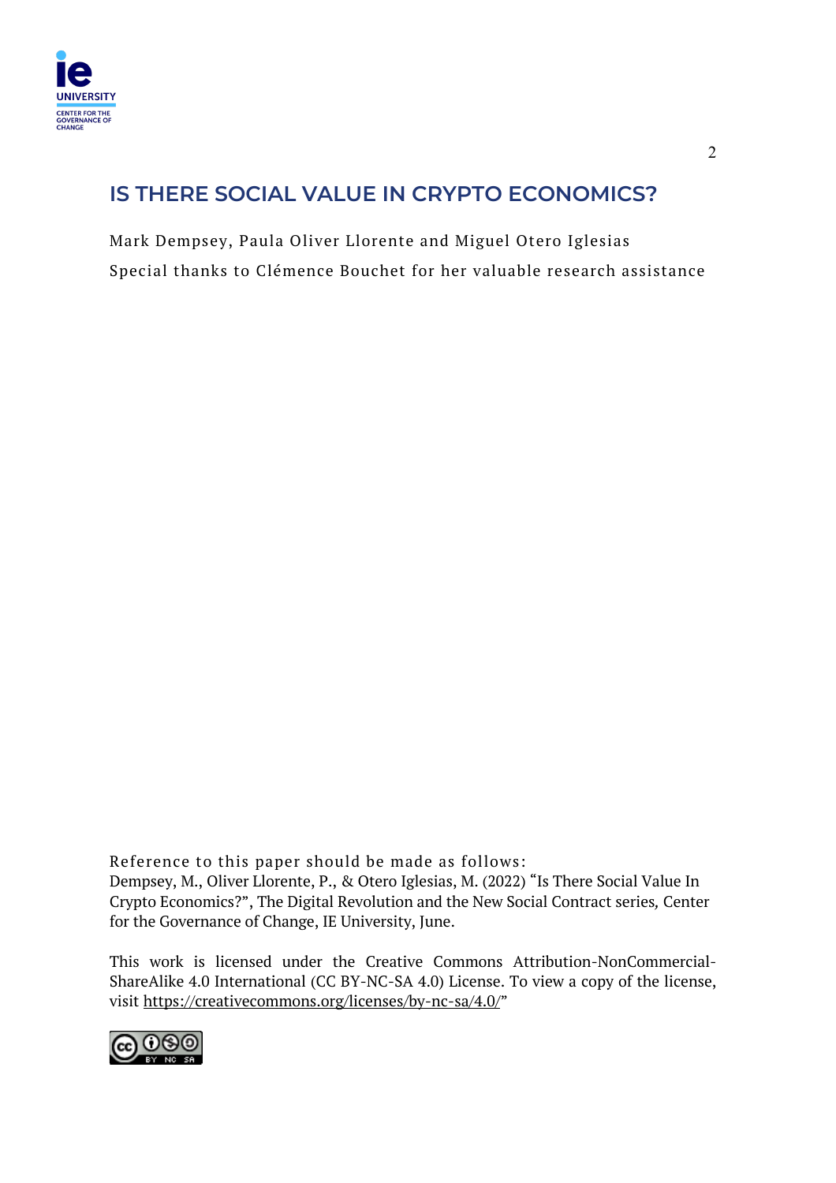# IS THERE SOCIAL VALUE IN CRYPTO ECONOMICS?

Mark Dempsey, Paula Oliver Llorente and Miguel Otero Iglesias

Special thanks to Clémence Bouchet for her valuable research assistance

Reference to this paper should be made as follows:
Dempsey, M., Oliver Llorente, P., & Otero Iglesias, M. (2022) "Is There Social Value In Crypto Economics?", The Digital Revolution and the New Social Contract series, Center for the Governance of Change, IE University, June.

This work is licensed under the Creative Commons Attribution-NonCommercial-ShareAlike 4.0 International (CC BY-NC-SA 4.0) License. To view a copy of the license, visit https://creativecommons.org/licenses/by-nc-sa/4.0/"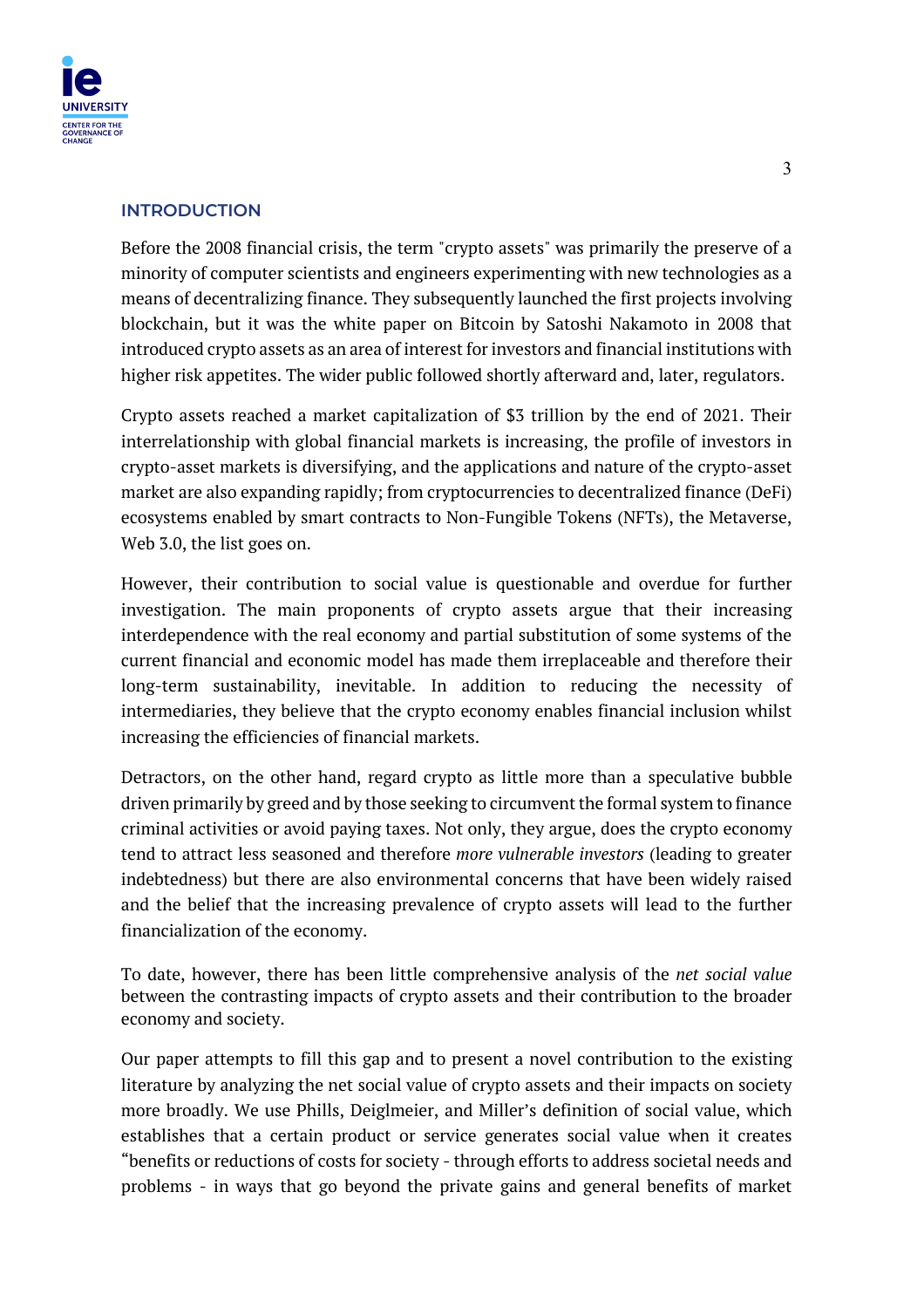## INTRODUCTION

Before the 2008 financial crisis, the term "crypto assets" was primarily the preserve of a minority of computer scientists and engineers experimenting with new technologies as a means of decentralizing finance. They subsequently launched the first projects involving blockchain, but it was the white paper on Bitcoin by Satoshi Nakamoto in 2008 that introduced crypto assets as an area of interest for investors and financial institutions with higher risk appetites. The wider public followed shortly afterward and, later, regulators.

Crypto assets reached a market capitalization of $3 trillion by the end of 2021. Their interrelationship with global financial markets is increasing, the profile of investors in crypto-asset markets is diversifying, and the applications and nature of the crypto-asset market are also expanding rapidly; from cryptocurrencies to decentralized finance (DeFi) ecosystems enabled by smart contracts to Non-Fungible Tokens (NFTs), the Metaverse, Web 3.0, the list goes on.

However, their contribution to social value is questionable and overdue for further investigation. The main proponents of crypto assets argue that their increasing interdependence with the real economy and partial substitution of some systems of the current financial and economic model has made them irreplaceable and therefore their long-term sustainability, inevitable. In addition to reducing the necessity of intermediaries, they believe that the crypto economy enables financial inclusion whilst increasing the efficiencies of financial markets.

Detractors, on the other hand, regard crypto as little more than a speculative bubble driven primarily by greed and by those seeking to circumvent the formal system to finance criminal activities or avoid paying taxes. Not only, they argue, does the crypto economy tend to attract less seasoned and therefore *more vulnerable investors* (leading to greater indebtedness) but there are also environmental concerns that have been widely raised and the belief that the increasing prevalence of crypto assets will lead to the further financialization of the economy.

To date, however, there has been little comprehensive analysis of the *net social value* between the contrasting impacts of crypto assets and their contribution to the broader economy and society.

Our paper attempts to fill this gap and to present a novel contribution to the existing literature by analyzing the net social value of crypto assets and their impacts on society more broadly. We use Phills, Deiglmeier, and Miller's definition of social value, which establishes that a certain product or service generates social value when it creates "benefits or reductions of costs for society - through efforts to address societal needs and problems - in ways that go beyond the private gains and general benefits of market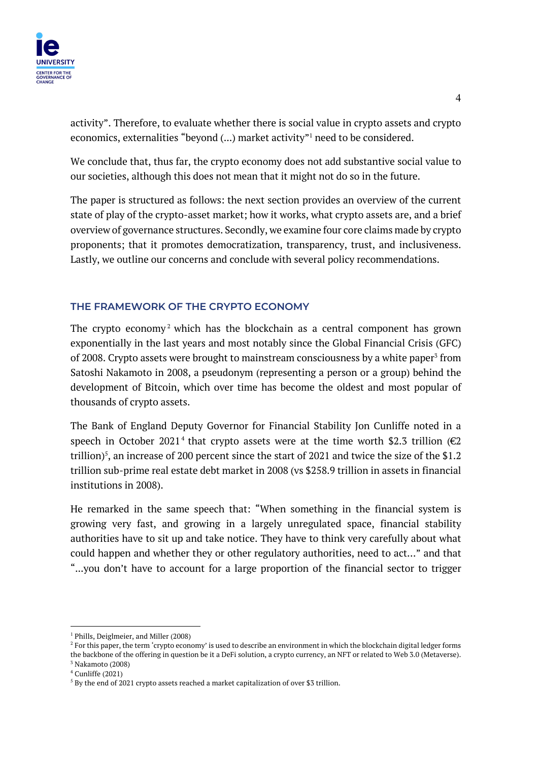activity". Therefore, to evaluate whether there is social value in crypto assets and crypto economics, externalities "beyond (...) market activity"[1] need to be considered.

We conclude that, thus far, the crypto economy does not add substantive social value to our societies, although this does not mean that it might not do so in the future.

The paper is structured as follows: the next section provides an overview of the current state of play of the crypto-asset market; how it works, what crypto assets are, and a brief overview of governance structures. Secondly, we examine four core claims made by crypto proponents; that it promotes democratization, transparency, trust, and inclusiveness. Lastly, we outline our concerns and conclude with several policy recommendations.

## THE FRAMEWORK OF THE CRYPTO ECONOMY

The crypto economy[2] which has the blockchain as a central component has grown exponentially in the last years and most notably since the Global Financial Crisis (GFC) of 2008. Crypto assets were brought to mainstream consciousness by a white paper[3] from Satoshi Nakamoto in 2008, a pseudonym (representing a person or a group) behind the development of Bitcoin, which over time has become the oldest and most popular of thousands of crypto assets.

The Bank of England Deputy Governor for Financial Stability Jon Cunliffe noted in a speech in October 2021[4] that crypto assets were at the time worth \$2.3 trillion (€2 trillion)[5], an increase of 200 percent since the start of 2021 and twice the size of the \$1.2 trillion sub-prime real estate debt market in 2008 (vs \$258.9 trillion in assets in financial institutions in 2008).

He remarked in the same speech that: "When something in the financial system is growing very fast, and growing in a largely unregulated space, financial stability authorities have to sit up and take notice. They have to think very carefully about what could happen and whether they or other regulatory authorities, need to act..." and that "...you don't have to account for a large proportion of the financial sector to trigger

---

[1] Phills, Deiglmeier, and Miller (2008)

[2] For this paper, the term 'crypto economy' is used to describe an environment in which the blockchain digital ledger forms the backbone of the offering in question be it a DeFi solution, a crypto currency, an NFT or related to Web 3.0 (Metaverse).

[3] Nakamoto (2008)

[4] Cunliffe (2021)

[5] By the end of 2021 crypto assets reached a market capitalization of over \$3 trillion.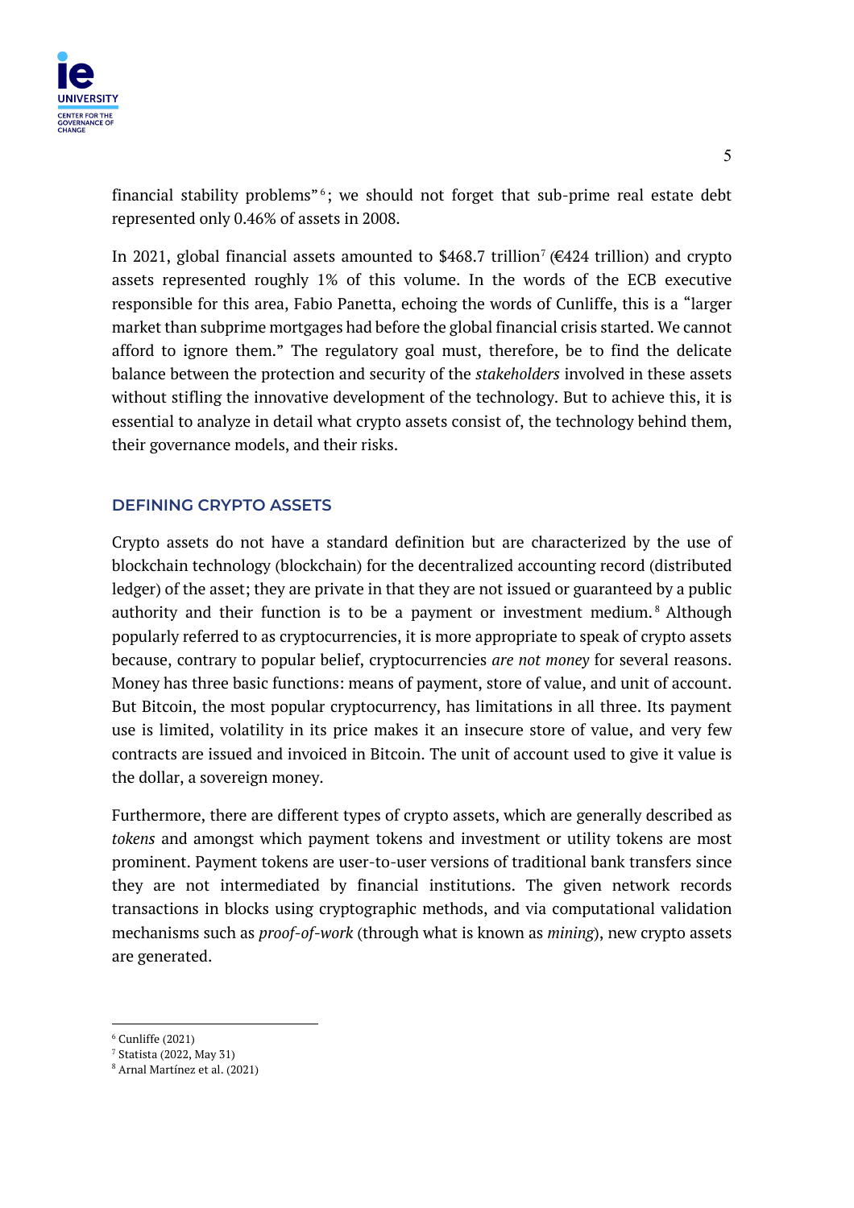financial stability problems"[6]; we should not forget that sub-prime real estate debt represented only 0.46% of assets in 2008.

In 2021, global financial assets amounted to $468.7 trillion[7] (€424 trillion) and crypto assets represented roughly 1% of this volume. In the words of the ECB executive responsible for this area, Fabio Panetta, echoing the words of Cunliffe, this is a "larger market than subprime mortgages had before the global financial crisis started. We cannot afford to ignore them." The regulatory goal must, therefore, be to find the delicate balance between the protection and security of the *stakeholders* involved in these assets without stifling the innovative development of the technology. But to achieve this, it is essential to analyze in detail what crypto assets consist of, the technology behind them, their governance models, and their risks.

## DEFINING CRYPTO ASSETS

Crypto assets do not have a standard definition but are characterized by the use of blockchain technology (blockchain) for the decentralized accounting record (distributed ledger) of the asset; they are private in that they are not issued or guaranteed by a public authority and their function is to be a payment or investment medium.[8] Although popularly referred to as cryptocurrencies, it is more appropriate to speak of crypto assets because, contrary to popular belief, cryptocurrencies *are not money* for several reasons. Money has three basic functions: means of payment, store of value, and unit of account. But Bitcoin, the most popular cryptocurrency, has limitations in all three. Its payment use is limited, volatility in its price makes it an insecure store of value, and very few contracts are issued and invoiced in Bitcoin. The unit of account used to give it value is the dollar, a sovereign money.

Furthermore, there are different types of crypto assets, which are generally described as *tokens* and amongst which payment tokens and investment or utility tokens are most prominent. Payment tokens are user-to-user versions of traditional bank transfers since they are not intermediated by financial institutions. The given network records transactions in blocks using cryptographic methods, and via computational validation mechanisms such as *proof-of-work* (through what is known as *mining*), new crypto assets are generated.

---

[6] Cunliffe (2021)
[7] Statista (2022, May 31)
[8] Arnal Martínez et al. (2021)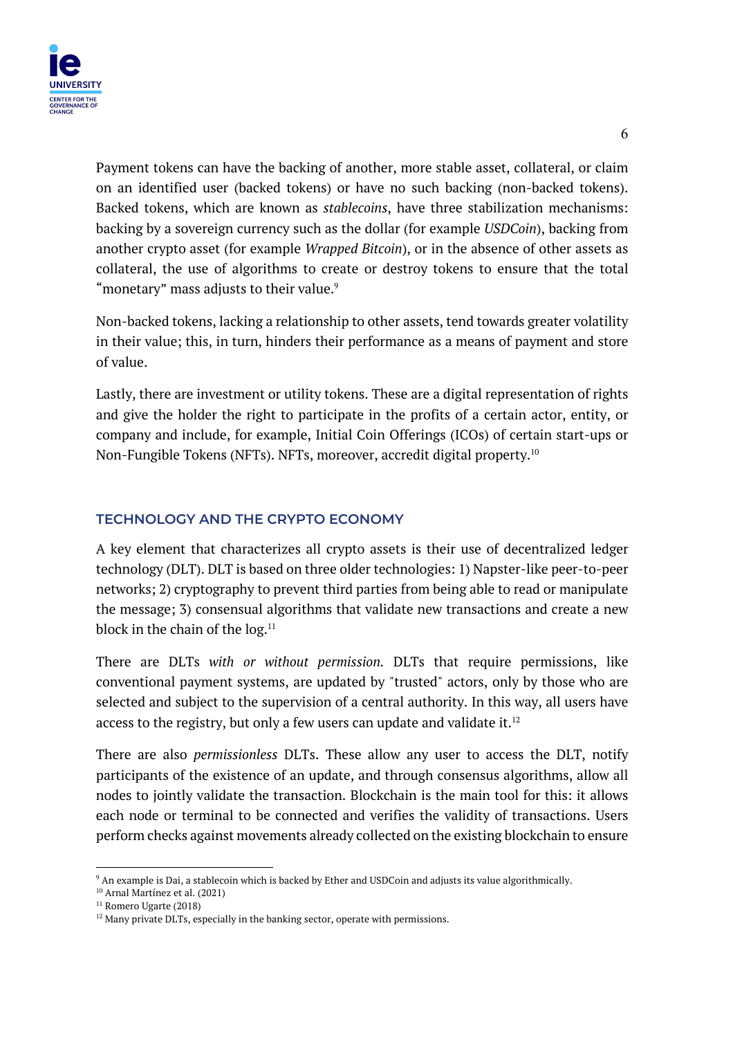Payment tokens can have the backing of another, more stable asset, collateral, or claim on an identified user (backed tokens) or have no such backing (non-backed tokens). Backed tokens, which are known as *stablecoins*, have three stabilization mechanisms: backing by a sovereign currency such as the dollar (for example *USDCoin*), backing from another crypto asset (for example *Wrapped Bitcoin*), or in the absence of other assets as collateral, the use of algorithms to create or destroy tokens to ensure that the total "monetary" mass adjusts to their value.[9]

Non-backed tokens, lacking a relationship to other assets, tend towards greater volatility in their value; this, in turn, hinders their performance as a means of payment and store of value.

Lastly, there are investment or utility tokens. These are a digital representation of rights and give the holder the right to participate in the profits of a certain actor, entity, or company and include, for example, Initial Coin Offerings (ICOs) of certain start-ups or Non-Fungible Tokens (NFTs). NFTs, moreover, accredit digital property.[10]

## TECHNOLOGY AND THE CRYPTO ECONOMY

A key element that characterizes all crypto assets is their use of decentralized ledger technology (DLT). DLT is based on three older technologies: 1) Napster-like peer-to-peer networks; 2) cryptography to prevent third parties from being able to read or manipulate the message; 3) consensual algorithms that validate new transactions and create a new block in the chain of the log.[11]

There are DLTs *with or without permission.* DLTs that require permissions, like conventional payment systems, are updated by "trusted" actors, only by those who are selected and subject to the supervision of a central authority. In this way, all users have access to the registry, but only a few users can update and validate it.[12]

There are also *permissionless* DLTs. These allow any user to access the DLT, notify participants of the existence of an update, and through consensus algorithms, allow all nodes to jointly validate the transaction. Blockchain is the main tool for this: it allows each node or terminal to be connected and verifies the validity of transactions. Users perform checks against movements already collected on the existing blockchain to ensure

---

[9] An example is Dai, a stablecoin which is backed by Ether and USDCoin and adjusts its value algorithmically.

[10] Arnal Martínez et al. (2021)

[11] Romero Ugarte (2018)

[12] Many private DLTs, especially in the banking sector, operate with permissions.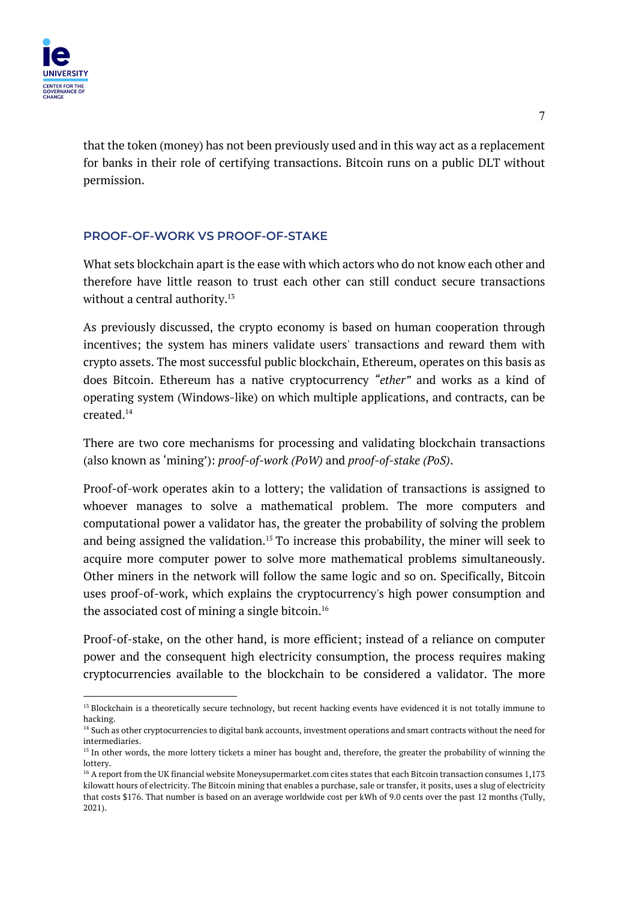that the token (money) has not been previously used and in this way act as a replacement for banks in their role of certifying transactions. Bitcoin runs on a public DLT without permission.

## PROOF-OF-WORK VS PROOF-OF-STAKE

What sets blockchain apart is the ease with which actors who do not know each other and therefore have little reason to trust each other can still conduct secure transactions without a central authority.[13]

As previously discussed, the crypto economy is based on human cooperation through incentives; the system has miners validate users' transactions and reward them with crypto assets. The most successful public blockchain, Ethereum, operates on this basis as does Bitcoin. Ethereum has a native cryptocurrency *"ether"* and works as a kind of operating system (Windows-like) on which multiple applications, and contracts, can be created.[14]

There are two core mechanisms for processing and validating blockchain transactions (also known as 'mining'): *proof-of-work (PoW)* and *proof-of-stake (PoS)*.

Proof-of-work operates akin to a lottery; the validation of transactions is assigned to whoever manages to solve a mathematical problem. The more computers and computational power a validator has, the greater the probability of solving the problem and being assigned the validation.[15] To increase this probability, the miner will seek to acquire more computer power to solve more mathematical problems simultaneously. Other miners in the network will follow the same logic and so on. Specifically, Bitcoin uses proof-of-work, which explains the cryptocurrency's high power consumption and the associated cost of mining a single bitcoin.[16]

Proof-of-stake, on the other hand, is more efficient; instead of a reliance on computer power and the consequent high electricity consumption, the process requires making cryptocurrencies available to the blockchain to be considered a validator. The more

---

[13] Blockchain is a theoretically secure technology, but recent hacking events have evidenced it is not totally immune to hacking.

[14] Such as other cryptocurrencies to digital bank accounts, investment operations and smart contracts without the need for intermediaries.

[15] In other words, the more lottery tickets a miner has bought and, therefore, the greater the probability of winning the lottery.

[16] A report from the UK financial website Moneysupermarket.com cites states that each Bitcoin transaction consumes 1,173 kilowatt hours of electricity. The Bitcoin mining that enables a purchase, sale or transfer, it posits, uses a slug of electricity that costs $176. That number is based on an average worldwide cost per kWh of 9.0 cents over the past 12 months (Tully, 2021).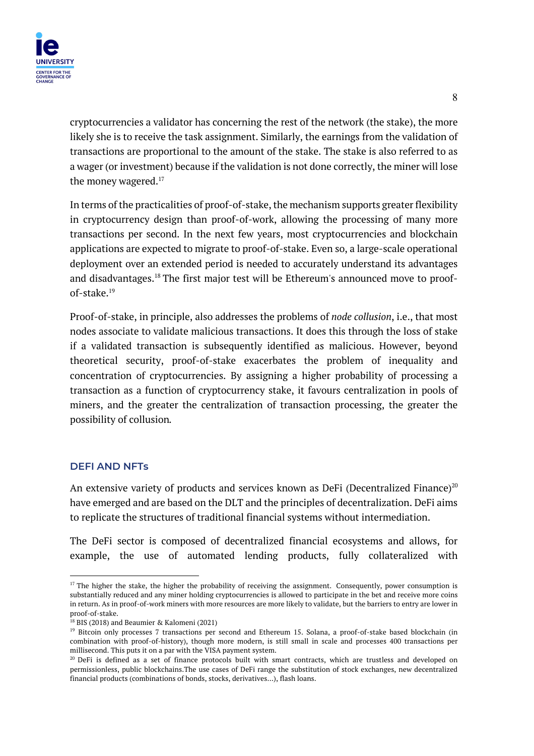cryptocurrencies a validator has concerning the rest of the network (the stake), the more likely she is to receive the task assignment. Similarly, the earnings from the validation of transactions are proportional to the amount of the stake. The stake is also referred to as a wager (or investment) because if the validation is not done correctly, the miner will lose the money wagered.[17]

In terms of the practicalities of proof-of-stake, the mechanism supports greater flexibility in cryptocurrency design than proof-of-work, allowing the processing of many more transactions per second. In the next few years, most cryptocurrencies and blockchain applications are expected to migrate to proof-of-stake. Even so, a large-scale operational deployment over an extended period is needed to accurately understand its advantages and disadvantages.[18] The first major test will be Ethereum's announced move to proof-of-stake.[19]

Proof-of-stake, in principle, also addresses the problems of *node collusion*, i.e., that most nodes associate to validate malicious transactions. It does this through the loss of stake if a validated transaction is subsequently identified as malicious. However, beyond theoretical security, proof-of-stake exacerbates the problem of inequality and concentration of cryptocurrencies. By assigning a higher probability of processing a transaction as a function of cryptocurrency stake, it favours centralization in pools of miners, and the greater the centralization of transaction processing, the greater the possibility of collusion.

### DEFI AND NFTs

An extensive variety of products and services known as DeFi (Decentralized Finance)[20] have emerged and are based on the DLT and the principles of decentralization. DeFi aims to replicate the structures of traditional financial systems without intermediation.

The DeFi sector is composed of decentralized financial ecosystems and allows, for example, the use of automated lending products, fully collateralized with

---

[17] The higher the stake, the higher the probability of receiving the assignment. Consequently, power consumption is substantially reduced and any miner holding cryptocurrencies is allowed to participate in the bet and receive more coins in return. As in proof-of-work miners with more resources are more likely to validate, but the barriers to entry are lower in proof-of-stake.

[18] BIS (2018) and Beaumier & Kalomeni (2021)

[19] Bitcoin only processes 7 transactions per second and Ethereum 15. Solana, a proof-of-stake based blockchain (in combination with proof-of-history), though more modern, is still small in scale and processes 400 transactions per millisecond. This puts it on a par with the VISA payment system.

[20] DeFi is defined as a set of finance protocols built with smart contracts, which are trustless and developed on permissionless, public blockchains.The use cases of DeFi range the substitution of stock exchanges, new decentralized financial products (combinations of bonds, stocks, derivatives…), flash loans.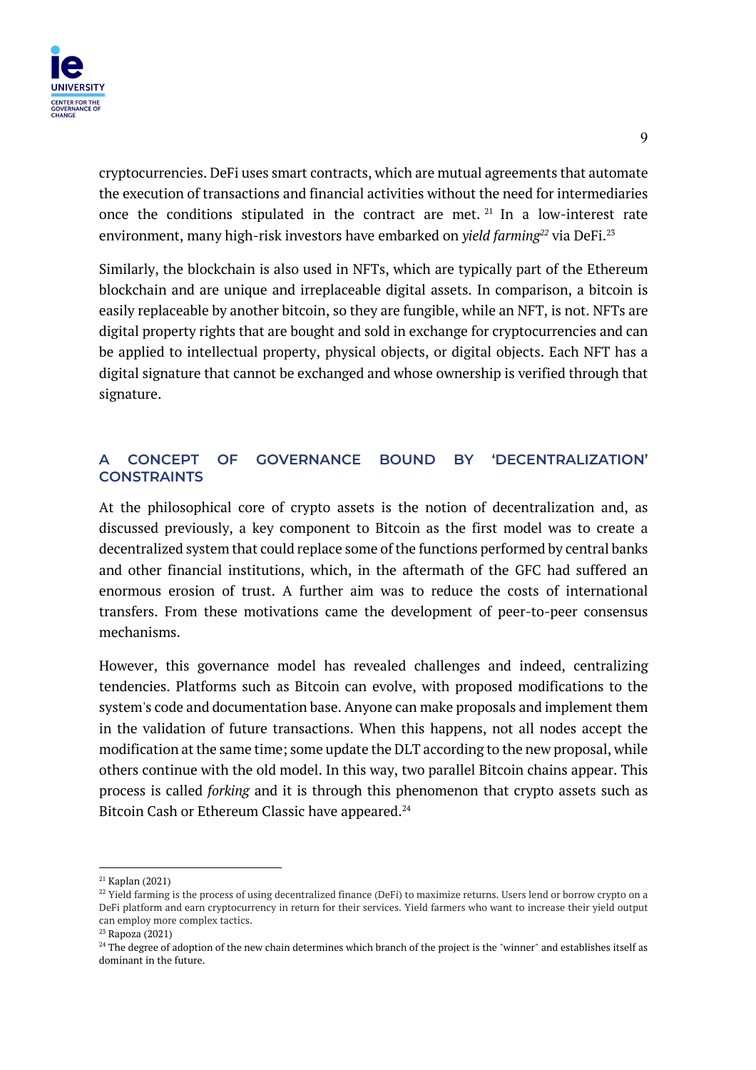cryptocurrencies. DeFi uses smart contracts, which are mutual agreements that automate the execution of transactions and financial activities without the need for intermediaries once the conditions stipulated in the contract are met.[21] In a low-interest rate environment, many high-risk investors have embarked on *yield farming*[22] via DeFi.[23]

Similarly, the blockchain is also used in NFTs, which are typically part of the Ethereum blockchain and are unique and irreplaceable digital assets. In comparison, a bitcoin is easily replaceable by another bitcoin, so they are fungible, while an NFT, is not. NFTs are digital property rights that are bought and sold in exchange for cryptocurrencies and can be applied to intellectual property, physical objects, or digital objects. Each NFT has a digital signature that cannot be exchanged and whose ownership is verified through that signature.

## A CONCEPT OF GOVERNANCE BOUND BY 'DECENTRALIZATION' CONSTRAINTS

At the philosophical core of crypto assets is the notion of decentralization and, as discussed previously, a key component to Bitcoin as the first model was to create a decentralized system that could replace some of the functions performed by central banks and other financial institutions, which, in the aftermath of the GFC had suffered an enormous erosion of trust. A further aim was to reduce the costs of international transfers. From these motivations came the development of peer-to-peer consensus mechanisms.

However, this governance model has revealed challenges and indeed, centralizing tendencies. Platforms such as Bitcoin can evolve, with proposed modifications to the system's code and documentation base. Anyone can make proposals and implement them in the validation of future transactions. When this happens, not all nodes accept the modification at the same time; some update the DLT according to the new proposal, while others continue with the old model. In this way, two parallel Bitcoin chains appear. This process is called *forking* and it is through this phenomenon that crypto assets such as Bitcoin Cash or Ethereum Classic have appeared.[24]

---

[21] Kaplan (2021)

[22] Yield farming is the process of using decentralized finance (DeFi) to maximize returns. Users lend or borrow crypto on a DeFi platform and earn cryptocurrency in return for their services. Yield farmers who want to increase their yield output can employ more complex tactics.

[23] Rapoza (2021)

[24] The degree of adoption of the new chain determines which branch of the project is the "winner" and establishes itself as dominant in the future.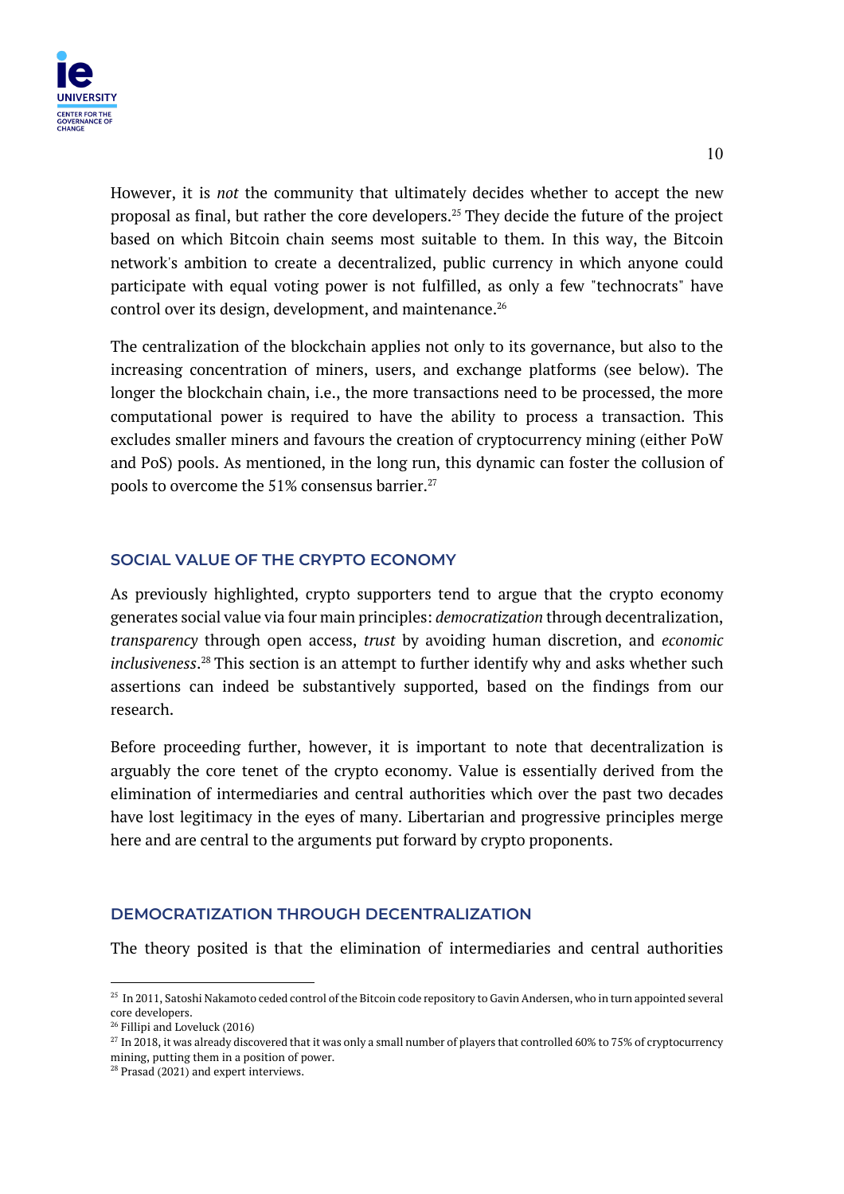However, it is *not* the community that ultimately decides whether to accept the new proposal as final, but rather the core developers.[25] They decide the future of the project based on which Bitcoin chain seems most suitable to them. In this way, the Bitcoin network's ambition to create a decentralized, public currency in which anyone could participate with equal voting power is not fulfilled, as only a few "technocrats" have control over its design, development, and maintenance.[26]

The centralization of the blockchain applies not only to its governance, but also to the increasing concentration of miners, users, and exchange platforms (see below). The longer the blockchain chain, i.e., the more transactions need to be processed, the more computational power is required to have the ability to process a transaction. This excludes smaller miners and favours the creation of cryptocurrency mining (either PoW and PoS) pools. As mentioned, in the long run, this dynamic can foster the collusion of pools to overcome the 51% consensus barrier.[27]

## SOCIAL VALUE OF THE CRYPTO ECONOMY

As previously highlighted, crypto supporters tend to argue that the crypto economy generates social value via four main principles: *democratization* through decentralization, *transparency* through open access, *trust* by avoiding human discretion, and *economic inclusiveness*.[28] This section is an attempt to further identify why and asks whether such assertions can indeed be substantively supported, based on the findings from our research.

Before proceeding further, however, it is important to note that decentralization is arguably the core tenet of the crypto economy. Value is essentially derived from the elimination of intermediaries and central authorities which over the past two decades have lost legitimacy in the eyes of many. Libertarian and progressive principles merge here and are central to the arguments put forward by crypto proponents.

## DEMOCRATIZATION THROUGH DECENTRALIZATION

The theory posited is that the elimination of intermediaries and central authorities

---

[25] In 2011, Satoshi Nakamoto ceded control of the Bitcoin code repository to Gavin Andersen, who in turn appointed several core developers.

[26] Fillipi and Loveluck (2016)

[27] In 2018, it was already discovered that it was only a small number of players that controlled 60% to 75% of cryptocurrency mining, putting them in a position of power.

[28] Prasad (2021) and expert interviews.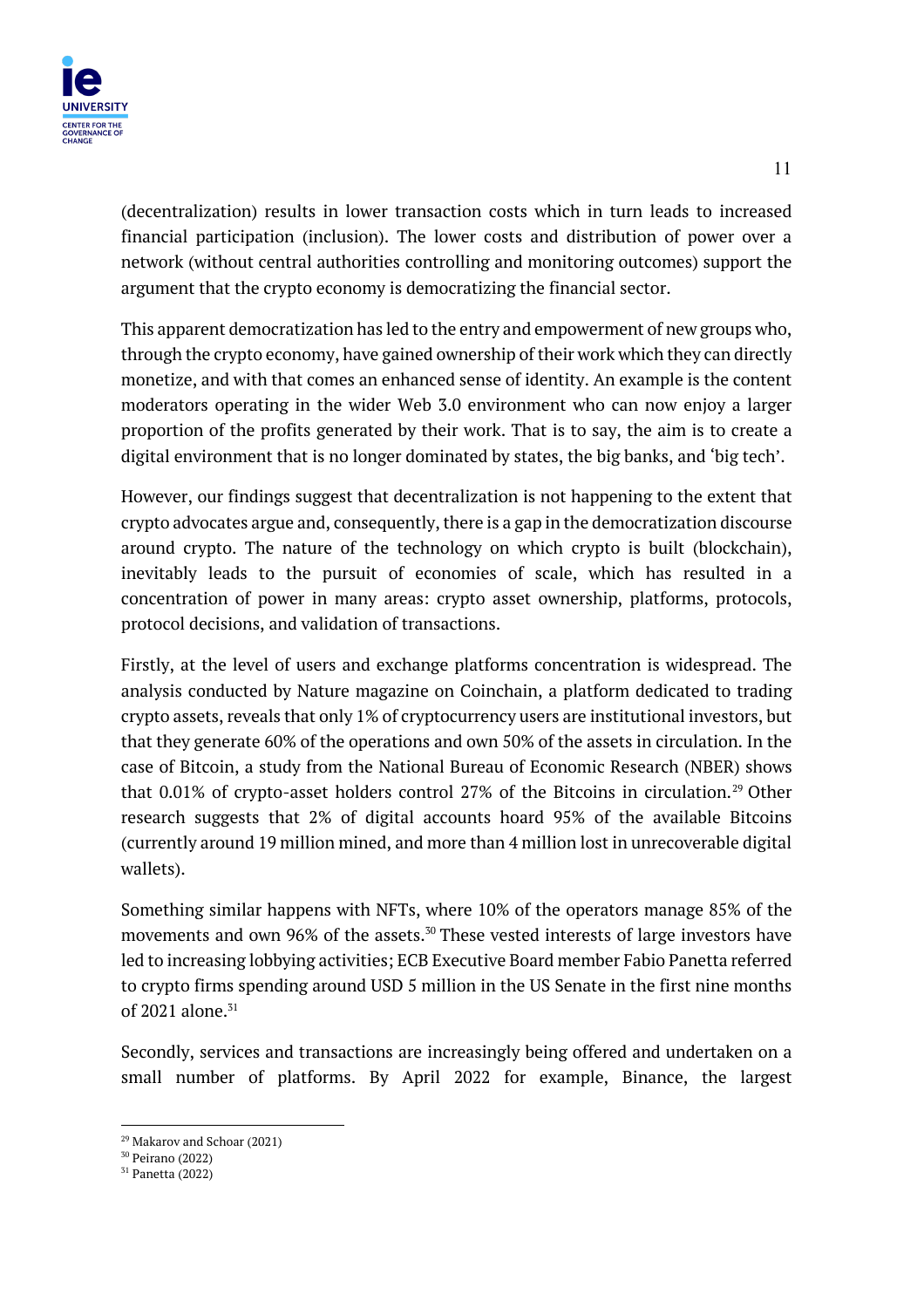(decentralization) results in lower transaction costs which in turn leads to increased financial participation (inclusion). The lower costs and distribution of power over a network (without central authorities controlling and monitoring outcomes) support the argument that the crypto economy is democratizing the financial sector.

This apparent democratization has led to the entry and empowerment of new groups who, through the crypto economy, have gained ownership of their work which they can directly monetize, and with that comes an enhanced sense of identity. An example is the content moderators operating in the wider Web 3.0 environment who can now enjoy a larger proportion of the profits generated by their work. That is to say, the aim is to create a digital environment that is no longer dominated by states, the big banks, and 'big tech'.

However, our findings suggest that decentralization is not happening to the extent that crypto advocates argue and, consequently, there is a gap in the democratization discourse around crypto. The nature of the technology on which crypto is built (blockchain), inevitably leads to the pursuit of economies of scale, which has resulted in a concentration of power in many areas: crypto asset ownership, platforms, protocols, protocol decisions, and validation of transactions.

Firstly, at the level of users and exchange platforms concentration is widespread. The analysis conducted by Nature magazine on Coinchain, a platform dedicated to trading crypto assets, reveals that only 1% of cryptocurrency users are institutional investors, but that they generate 60% of the operations and own 50% of the assets in circulation. In the case of Bitcoin, a study from the National Bureau of Economic Research (NBER) shows that 0.01% of crypto-asset holders control 27% of the Bitcoins in circulation.[29] Other research suggests that 2% of digital accounts hoard 95% of the available Bitcoins (currently around 19 million mined, and more than 4 million lost in unrecoverable digital wallets).

Something similar happens with NFTs, where 10% of the operators manage 85% of the movements and own 96% of the assets.[30] These vested interests of large investors have led to increasing lobbying activities; ECB Executive Board member Fabio Panetta referred to crypto firms spending around USD 5 million in the US Senate in the first nine months of 2021 alone.[31]

Secondly, services and transactions are increasingly being offered and undertaken on a small number of platforms. By April 2022 for example, Binance, the largest

---

[29] Makarov and Schoar (2021)
[30] Peirano (2022)
[31] Panetta (2022)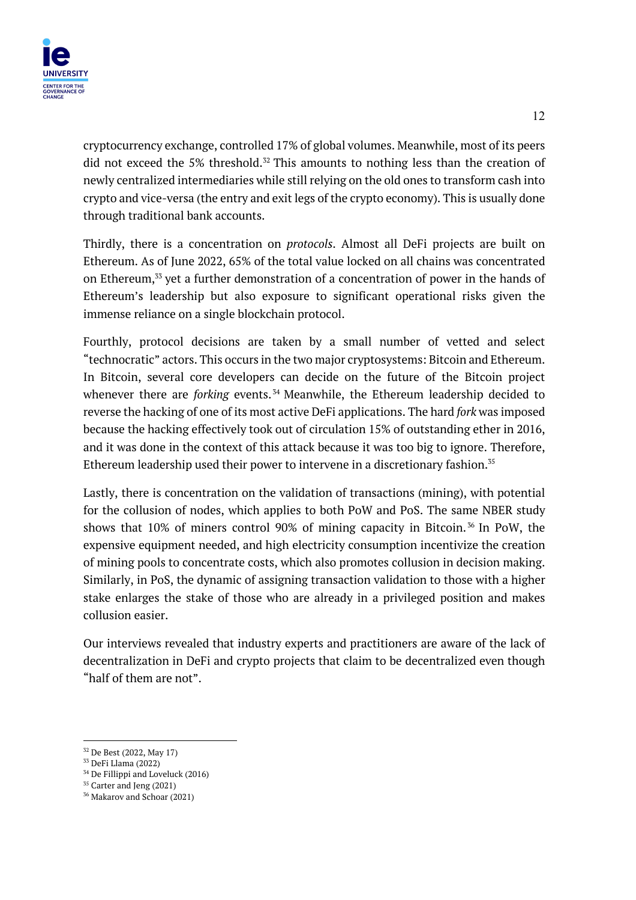cryptocurrency exchange, controlled 17% of global volumes. Meanwhile, most of its peers did not exceed the 5% threshold.[32] This amounts to nothing less than the creation of newly centralized intermediaries while still relying on the old ones to transform cash into crypto and vice-versa (the entry and exit legs of the crypto economy). This is usually done through traditional bank accounts.

Thirdly, there is a concentration on *protocols*. Almost all DeFi projects are built on Ethereum. As of June 2022, 65% of the total value locked on all chains was concentrated on Ethereum,[33] yet a further demonstration of a concentration of power in the hands of Ethereum's leadership but also exposure to significant operational risks given the immense reliance on a single blockchain protocol.

Fourthly, protocol decisions are taken by a small number of vetted and select "technocratic" actors. This occurs in the two major cryptosystems: Bitcoin and Ethereum. In Bitcoin, several core developers can decide on the future of the Bitcoin project whenever there are *forking* events.[34] Meanwhile, the Ethereum leadership decided to reverse the hacking of one of its most active DeFi applications. The hard *fork* was imposed because the hacking effectively took out of circulation 15% of outstanding ether in 2016, and it was done in the context of this attack because it was too big to ignore. Therefore, Ethereum leadership used their power to intervene in a discretionary fashion.[35]

Lastly, there is concentration on the validation of transactions (mining), with potential for the collusion of nodes, which applies to both PoW and PoS. The same NBER study shows that 10% of miners control 90% of mining capacity in Bitcoin.[36] In PoW, the expensive equipment needed, and high electricity consumption incentivize the creation of mining pools to concentrate costs, which also promotes collusion in decision making. Similarly, in PoS, the dynamic of assigning transaction validation to those with a higher stake enlarges the stake of those who are already in a privileged position and makes collusion easier.

Our interviews revealed that industry experts and practitioners are aware of the lack of decentralization in DeFi and crypto projects that claim to be decentralized even though "half of them are not".

---

[32] De Best (2022, May 17)
[33] DeFi Llama (2022)
[34] De Fillippi and Loveluck (2016)
[35] Carter and Jeng (2021)
[36] Makarov and Schoar (2021)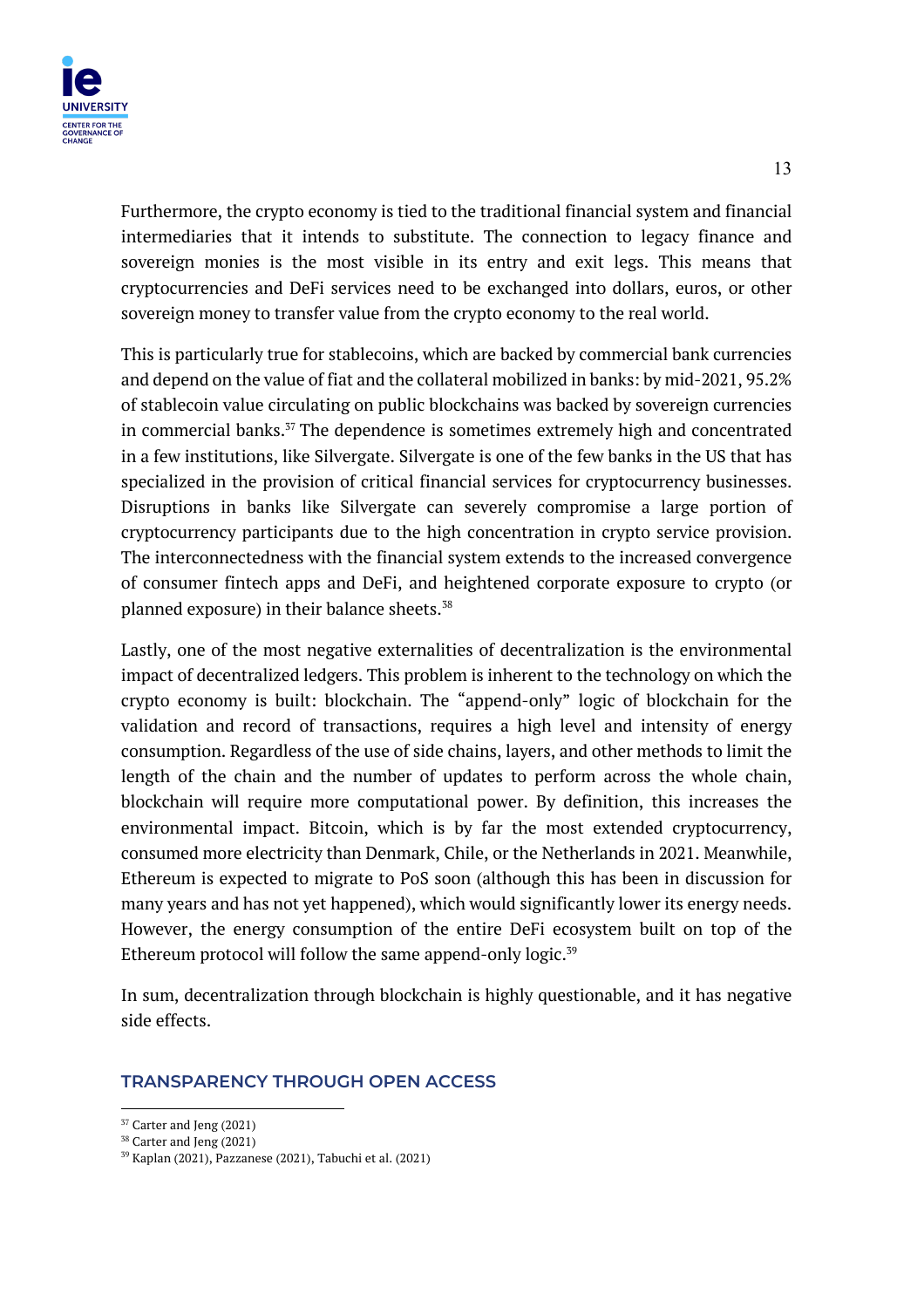Furthermore, the crypto economy is tied to the traditional financial system and financial intermediaries that it intends to substitute. The connection to legacy finance and sovereign monies is the most visible in its entry and exit legs. This means that cryptocurrencies and DeFi services need to be exchanged into dollars, euros, or other sovereign money to transfer value from the crypto economy to the real world.

This is particularly true for stablecoins, which are backed by commercial bank currencies and depend on the value of fiat and the collateral mobilized in banks: by mid-2021, 95.2% of stablecoin value circulating on public blockchains was backed by sovereign currencies in commercial banks.[37] The dependence is sometimes extremely high and concentrated in a few institutions, like Silvergate. Silvergate is one of the few banks in the US that has specialized in the provision of critical financial services for cryptocurrency businesses. Disruptions in banks like Silvergate can severely compromise a large portion of cryptocurrency participants due to the high concentration in crypto service provision. The interconnectedness with the financial system extends to the increased convergence of consumer fintech apps and DeFi, and heightened corporate exposure to crypto (or planned exposure) in their balance sheets.[38]

Lastly, one of the most negative externalities of decentralization is the environmental impact of decentralized ledgers. This problem is inherent to the technology on which the crypto economy is built: blockchain. The "append-only" logic of blockchain for the validation and record of transactions, requires a high level and intensity of energy consumption. Regardless of the use of side chains, layers, and other methods to limit the length of the chain and the number of updates to perform across the whole chain, blockchain will require more computational power. By definition, this increases the environmental impact. Bitcoin, which is by far the most extended cryptocurrency, consumed more electricity than Denmark, Chile, or the Netherlands in 2021. Meanwhile, Ethereum is expected to migrate to PoS soon (although this has been in discussion for many years and has not yet happened), which would significantly lower its energy needs. However, the energy consumption of the entire DeFi ecosystem built on top of the Ethereum protocol will follow the same append-only logic.[39]

In sum, decentralization through blockchain is highly questionable, and it has negative side effects.

## TRANSPARENCY THROUGH OPEN ACCESS

---

[37] Carter and Jeng (2021)

[38] Carter and Jeng (2021)

[39] Kaplan (2021), Pazzanese (2021), Tabuchi et al. (2021)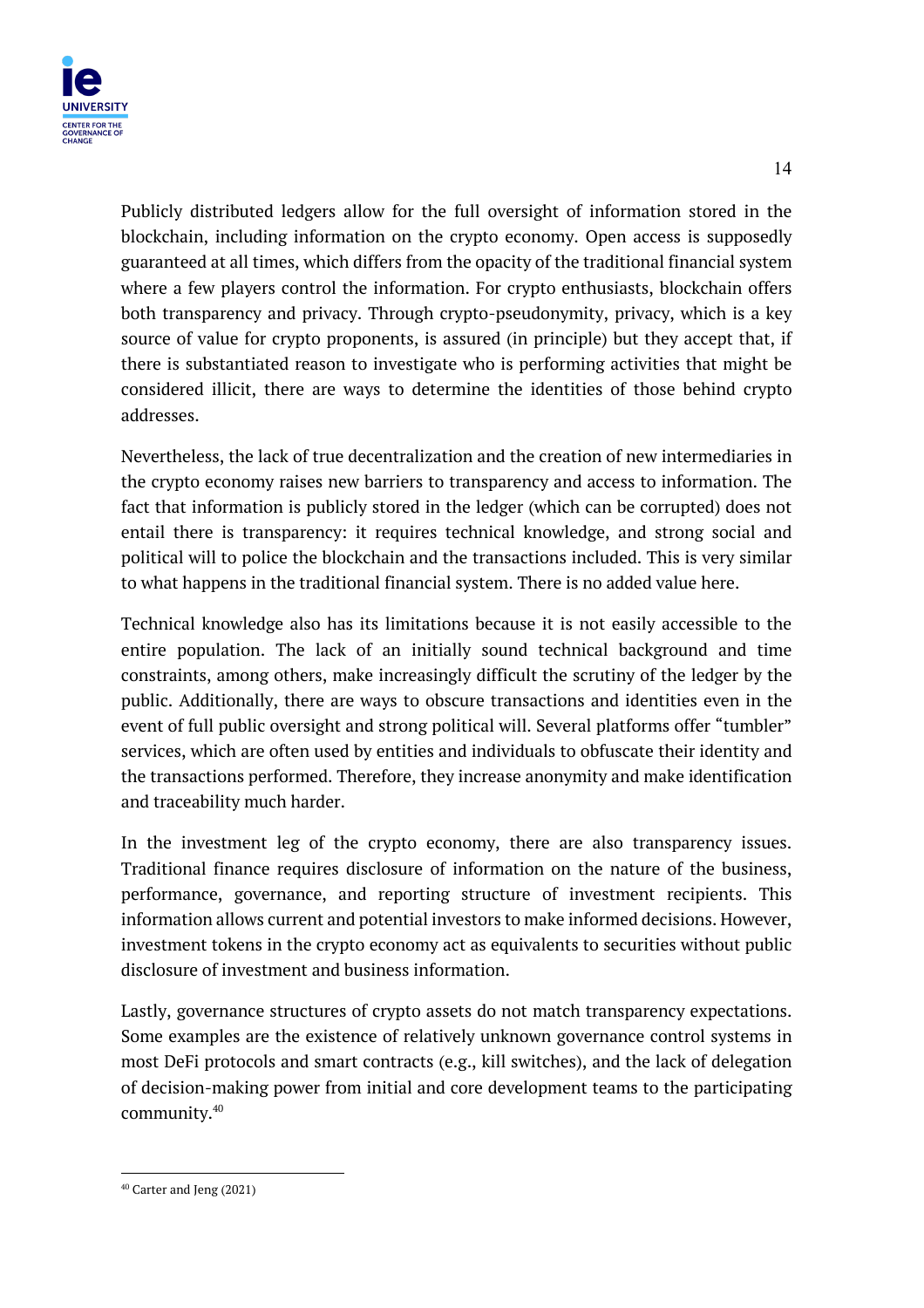Publicly distributed ledgers allow for the full oversight of information stored in the blockchain, including information on the crypto economy. Open access is supposedly guaranteed at all times, which differs from the opacity of the traditional financial system where a few players control the information. For crypto enthusiasts, blockchain offers both transparency and privacy. Through crypto-pseudonymity, privacy, which is a key source of value for crypto proponents, is assured (in principle) but they accept that, if there is substantiated reason to investigate who is performing activities that might be considered illicit, there are ways to determine the identities of those behind crypto addresses.

Nevertheless, the lack of true decentralization and the creation of new intermediaries in the crypto economy raises new barriers to transparency and access to information. The fact that information is publicly stored in the ledger (which can be corrupted) does not entail there is transparency: it requires technical knowledge, and strong social and political will to police the blockchain and the transactions included. This is very similar to what happens in the traditional financial system. There is no added value here.

Technical knowledge also has its limitations because it is not easily accessible to the entire population. The lack of an initially sound technical background and time constraints, among others, make increasingly difficult the scrutiny of the ledger by the public. Additionally, there are ways to obscure transactions and identities even in the event of full public oversight and strong political will. Several platforms offer "tumbler" services, which are often used by entities and individuals to obfuscate their identity and the transactions performed. Therefore, they increase anonymity and make identification and traceability much harder.

In the investment leg of the crypto economy, there are also transparency issues. Traditional finance requires disclosure of information on the nature of the business, performance, governance, and reporting structure of investment recipients. This information allows current and potential investors to make informed decisions. However, investment tokens in the crypto economy act as equivalents to securities without public disclosure of investment and business information.

Lastly, governance structures of crypto assets do not match transparency expectations. Some examples are the existence of relatively unknown governance control systems in most DeFi protocols and smart contracts (e.g., kill switches), and the lack of delegation of decision-making power from initial and core development teams to the participating community.[40]

---

[40] Carter and Jeng (2021)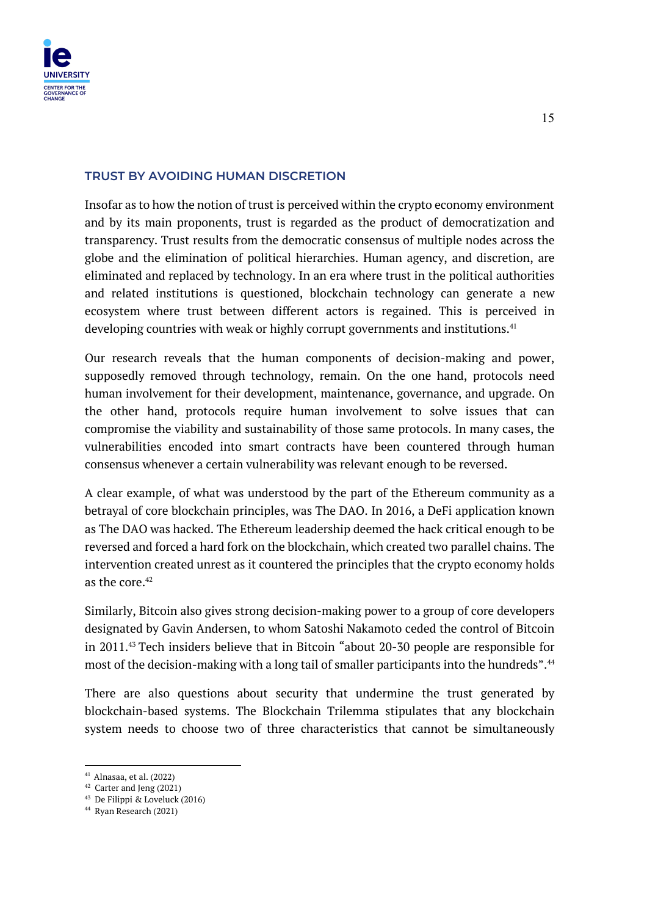## TRUST BY AVOIDING HUMAN DISCRETION

Insofar as to how the notion of trust is perceived within the crypto economy environment and by its main proponents, trust is regarded as the product of democratization and transparency. Trust results from the democratic consensus of multiple nodes across the globe and the elimination of political hierarchies. Human agency, and discretion, are eliminated and replaced by technology. In an era where trust in the political authorities and related institutions is questioned, blockchain technology can generate a new ecosystem where trust between different actors is regained. This is perceived in developing countries with weak or highly corrupt governments and institutions.[41]

Our research reveals that the human components of decision-making and power, supposedly removed through technology, remain. On the one hand, protocols need human involvement for their development, maintenance, governance, and upgrade. On the other hand, protocols require human involvement to solve issues that can compromise the viability and sustainability of those same protocols. In many cases, the vulnerabilities encoded into smart contracts have been countered through human consensus whenever a certain vulnerability was relevant enough to be reversed.

A clear example, of what was understood by the part of the Ethereum community as a betrayal of core blockchain principles, was The DAO. In 2016, a DeFi application known as The DAO was hacked. The Ethereum leadership deemed the hack critical enough to be reversed and forced a hard fork on the blockchain, which created two parallel chains. The intervention created unrest as it countered the principles that the crypto economy holds as the core.[42]

Similarly, Bitcoin also gives strong decision-making power to a group of core developers designated by Gavin Andersen, to whom Satoshi Nakamoto ceded the control of Bitcoin in 2011.[43] Tech insiders believe that in Bitcoin "about 20-30 people are responsible for most of the decision-making with a long tail of smaller participants into the hundreds".[44]

There are also questions about security that undermine the trust generated by blockchain-based systems. The Blockchain Trilemma stipulates that any blockchain system needs to choose two of three characteristics that cannot be simultaneously

---

[41] Alnasaa, et al. (2022)
[42] Carter and Jeng (2021)
[43] De Filippi & Loveluck (2016)
[44] Ryan Research (2021)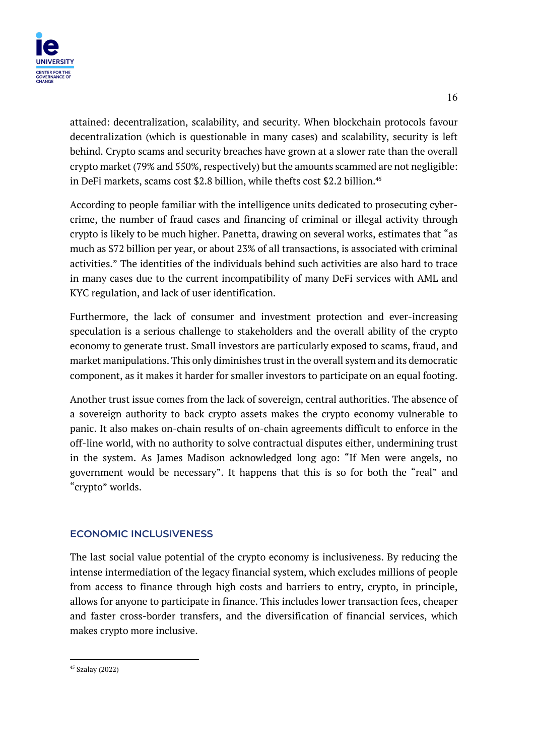attained: decentralization, scalability, and security. When blockchain protocols favour decentralization (which is questionable in many cases) and scalability, security is left behind. Crypto scams and security breaches have grown at a slower rate than the overall crypto market (79% and 550%, respectively) but the amounts scammed are not negligible: in DeFi markets, scams cost $2.8 billion, while thefts cost $2.2 billion.[45]

According to people familiar with the intelligence units dedicated to prosecuting cyber-crime, the number of fraud cases and financing of criminal or illegal activity through crypto is likely to be much higher. Panetta, drawing on several works, estimates that "as much as $72 billion per year, or about 23% of all transactions, is associated with criminal activities." The identities of the individuals behind such activities are also hard to trace in many cases due to the current incompatibility of many DeFi services with AML and KYC regulation, and lack of user identification.

Furthermore, the lack of consumer and investment protection and ever-increasing speculation is a serious challenge to stakeholders and the overall ability of the crypto economy to generate trust. Small investors are particularly exposed to scams, fraud, and market manipulations. This only diminishes trust in the overall system and its democratic component, as it makes it harder for smaller investors to participate on an equal footing.

Another trust issue comes from the lack of sovereign, central authorities. The absence of a sovereign authority to back crypto assets makes the crypto economy vulnerable to panic. It also makes on-chain results of on-chain agreements difficult to enforce in the off-line world, with no authority to solve contractual disputes either, undermining trust in the system. As James Madison acknowledged long ago: "If Men were angels, no government would be necessary". It happens that this is so for both the "real" and "crypto" worlds.

## ECONOMIC INCLUSIVENESS

The last social value potential of the crypto economy is inclusiveness. By reducing the intense intermediation of the legacy financial system, which excludes millions of people from access to finance through high costs and barriers to entry, crypto, in principle, allows for anyone to participate in finance. This includes lower transaction fees, cheaper and faster cross-border transfers, and the diversification of financial services, which makes crypto more inclusive.

[45] Szalay (2022)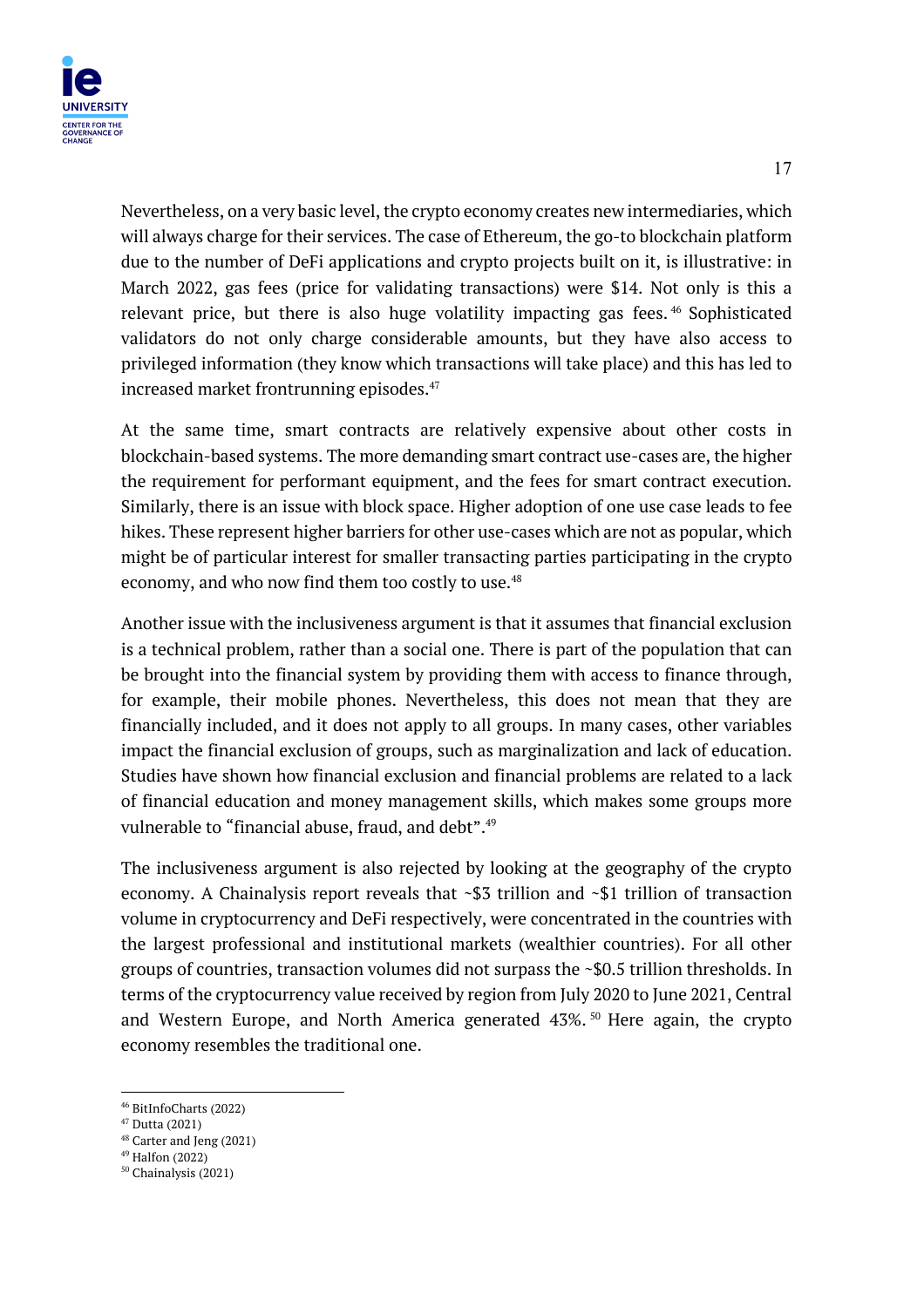Nevertheless, on a very basic level, the crypto economy creates new intermediaries, which will always charge for their services. The case of Ethereum, the go-to blockchain platform due to the number of DeFi applications and crypto projects built on it, is illustrative: in March 2022, gas fees (price for validating transactions) were $14. Not only is this a relevant price, but there is also huge volatility impacting gas fees.[46] Sophisticated validators do not only charge considerable amounts, but they have also access to privileged information (they know which transactions will take place) and this has led to increased market frontrunning episodes.[47]

At the same time, smart contracts are relatively expensive about other costs in blockchain-based systems. The more demanding smart contract use-cases are, the higher the requirement for performant equipment, and the fees for smart contract execution. Similarly, there is an issue with block space. Higher adoption of one use case leads to fee hikes. These represent higher barriers for other use-cases which are not as popular, which might be of particular interest for smaller transacting parties participating in the crypto economy, and who now find them too costly to use.[48]

Another issue with the inclusiveness argument is that it assumes that financial exclusion is a technical problem, rather than a social one. There is part of the population that can be brought into the financial system by providing them with access to finance through, for example, their mobile phones. Nevertheless, this does not mean that they are financially included, and it does not apply to all groups. In many cases, other variables impact the financial exclusion of groups, such as marginalization and lack of education. Studies have shown how financial exclusion and financial problems are related to a lack of financial education and money management skills, which makes some groups more vulnerable to "financial abuse, fraud, and debt".[49]

The inclusiveness argument is also rejected by looking at the geography of the crypto economy. A Chainalysis report reveals that ~$3 trillion and ~$1 trillion of transaction volume in cryptocurrency and DeFi respectively, were concentrated in the countries with the largest professional and institutional markets (wealthier countries). For all other groups of countries, transaction volumes did not surpass the ~$0.5 trillion thresholds. In terms of the cryptocurrency value received by region from July 2020 to June 2021, Central and Western Europe, and North America generated 43%.[50] Here again, the crypto economy resembles the traditional one.

---

[46] BitInfoCharts (2022)
[47] Dutta (2021)
[48] Carter and Jeng (2021)
[49] Halfon (2022)
[50] Chainalysis (2021)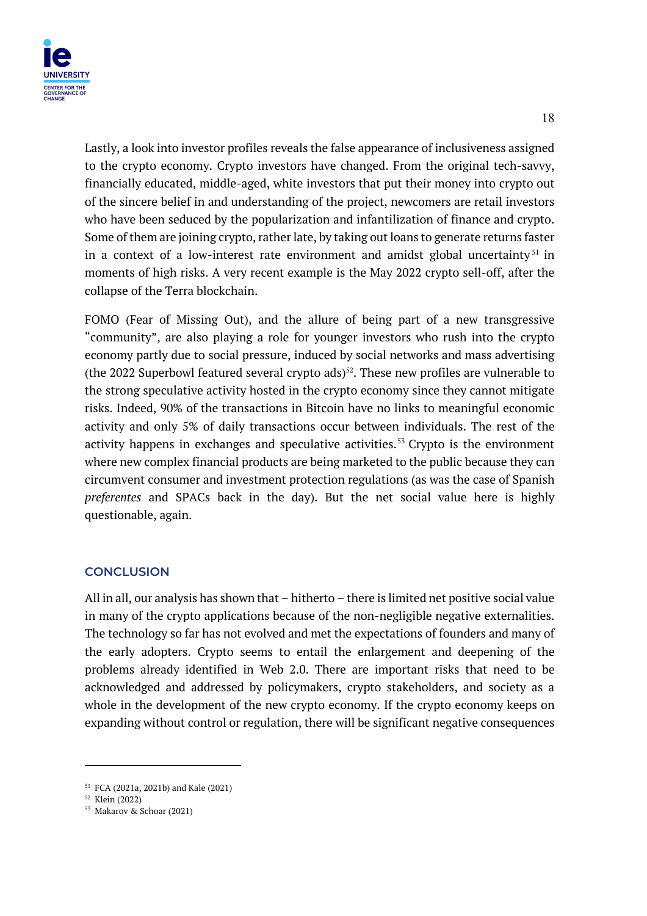Lastly, a look into investor profiles reveals the false appearance of inclusiveness assigned to the crypto economy. Crypto investors have changed. From the original tech-savvy, financially educated, middle-aged, white investors that put their money into crypto out of the sincere belief in and understanding of the project, newcomers are retail investors who have been seduced by the popularization and infantilization of finance and crypto. Some of them are joining crypto, rather late, by taking out loans to generate returns faster in a context of a low-interest rate environment and amidst global uncertainty[51] in moments of high risks. A very recent example is the May 2022 crypto sell-off, after the collapse of the Terra blockchain.

FOMO (Fear of Missing Out), and the allure of being part of a new transgressive "community", are also playing a role for younger investors who rush into the crypto economy partly due to social pressure, induced by social networks and mass advertising (the 2022 Superbowl featured several crypto ads)[52]. These new profiles are vulnerable to the strong speculative activity hosted in the crypto economy since they cannot mitigate risks. Indeed, 90% of the transactions in Bitcoin have no links to meaningful economic activity and only 5% of daily transactions occur between individuals. The rest of the activity happens in exchanges and speculative activities.[53] Crypto is the environment where new complex financial products are being marketed to the public because they can circumvent consumer and investment protection regulations (as was the case of Spanish *preferentes* and SPACs back in the day). But the net social value here is highly questionable, again.

## CONCLUSION

All in all, our analysis has shown that – hitherto – there is limited net positive social value in many of the crypto applications because of the non-negligible negative externalities. The technology so far has not evolved and met the expectations of founders and many of the early adopters. Crypto seems to entail the enlargement and deepening of the problems already identified in Web 2.0. There are important risks that need to be acknowledged and addressed by policymakers, crypto stakeholders, and society as a whole in the development of the new crypto economy. If the crypto economy keeps on expanding without control or regulation, there will be significant negative consequences

---

[51] FCA (2021a, 2021b) and Kale (2021)

[52] Klein (2022)

[53] Makarov & Schoar (2021)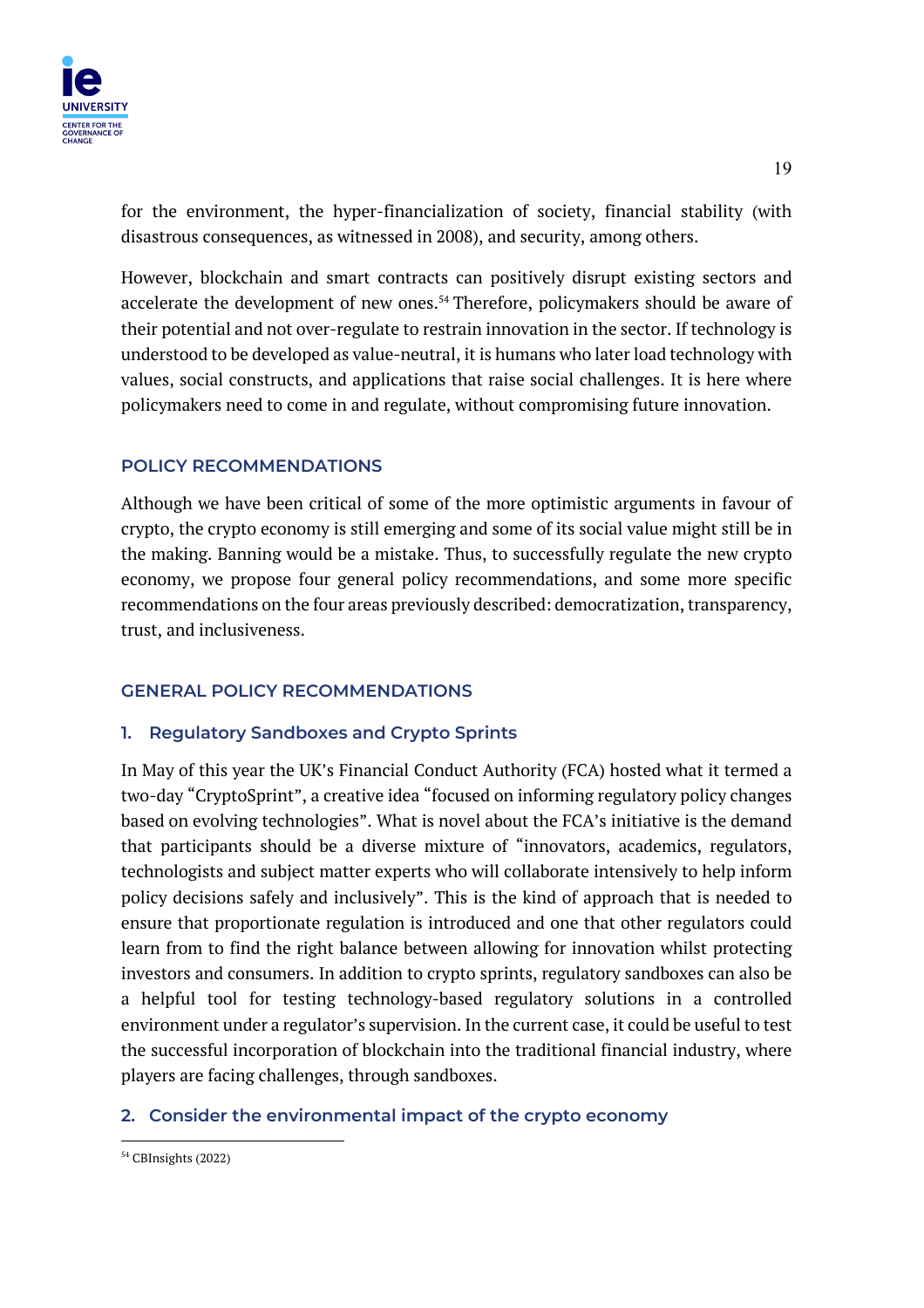for the environment, the hyper-financialization of society, financial stability (with disastrous consequences, as witnessed in 2008), and security, among others.

However, blockchain and smart contracts can positively disrupt existing sectors and accelerate the development of new ones.[54] Therefore, policymakers should be aware of their potential and not over-regulate to restrain innovation in the sector. If technology is understood to be developed as value-neutral, it is humans who later load technology with values, social constructs, and applications that raise social challenges. It is here where policymakers need to come in and regulate, without compromising future innovation.

## POLICY RECOMMENDATIONS

Although we have been critical of some of the more optimistic arguments in favour of crypto, the crypto economy is still emerging and some of its social value might still be in the making. Banning would be a mistake. Thus, to successfully regulate the new crypto economy, we propose four general policy recommendations, and some more specific recommendations on the four areas previously described: democratization, transparency, trust, and inclusiveness.

## GENERAL POLICY RECOMMENDATIONS

### 1. Regulatory Sandboxes and Crypto Sprints

In May of this year the UK's Financial Conduct Authority (FCA) hosted what it termed a two-day "CryptoSprint", a creative idea "focused on informing regulatory policy changes based on evolving technologies". What is novel about the FCA's initiative is the demand that participants should be a diverse mixture of "innovators, academics, regulators, technologists and subject matter experts who will collaborate intensively to help inform policy decisions safely and inclusively". This is the kind of approach that is needed to ensure that proportionate regulation is introduced and one that other regulators could learn from to find the right balance between allowing for innovation whilst protecting investors and consumers. In addition to crypto sprints, regulatory sandboxes can also be a helpful tool for testing technology-based regulatory solutions in a controlled environment under a regulator's supervision. In the current case, it could be useful to test the successful incorporation of blockchain into the traditional financial industry, where players are facing challenges, through sandboxes.

### 2. Consider the environmental impact of the crypto economy

[54] CBInsights (2022)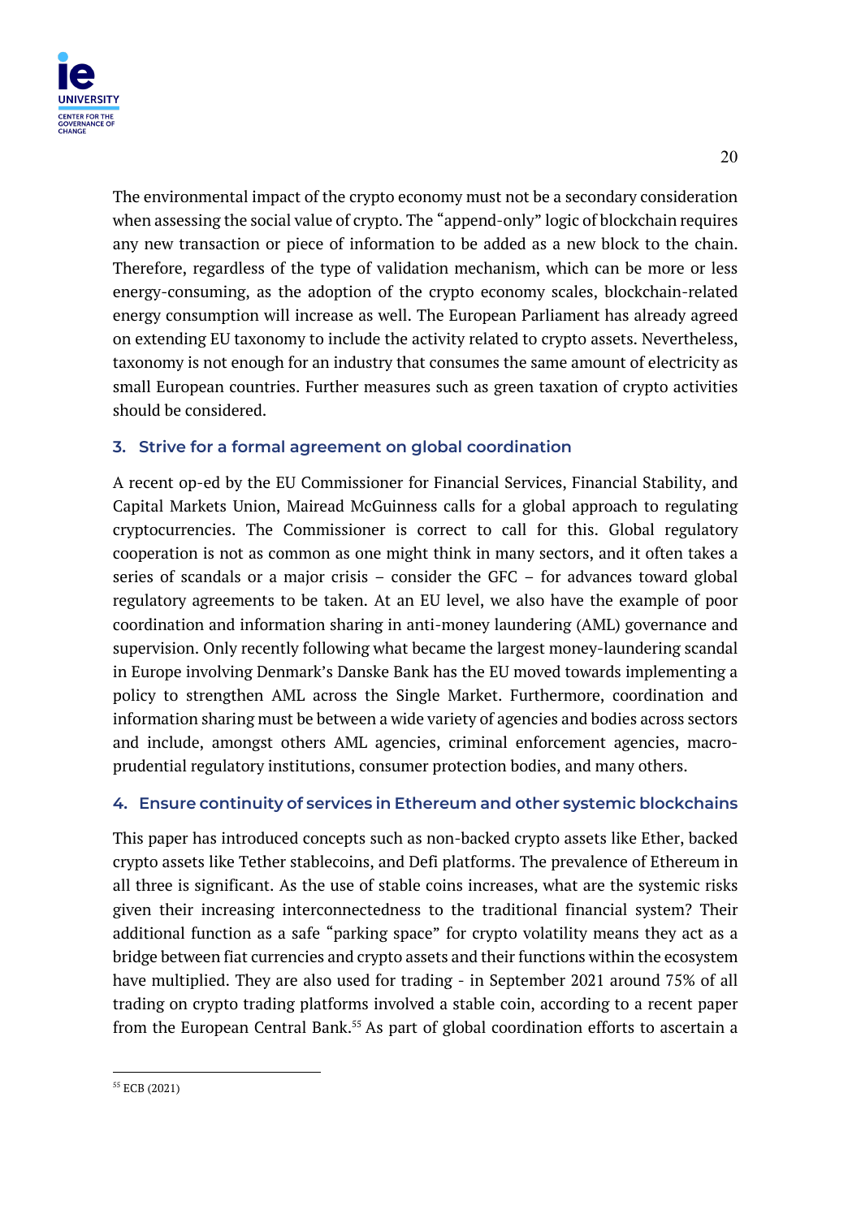The environmental impact of the crypto economy must not be a secondary consideration when assessing the social value of crypto. The "append-only" logic of blockchain requires any new transaction or piece of information to be added as a new block to the chain. Therefore, regardless of the type of validation mechanism, which can be more or less energy-consuming, as the adoption of the crypto economy scales, blockchain-related energy consumption will increase as well. The European Parliament has already agreed on extending EU taxonomy to include the activity related to crypto assets. Nevertheless, taxonomy is not enough for an industry that consumes the same amount of electricity as small European countries. Further measures such as green taxation of crypto activities should be considered.

### 3. Strive for a formal agreement on global coordination

A recent op-ed by the EU Commissioner for Financial Services, Financial Stability, and Capital Markets Union, Mairead McGuinness calls for a global approach to regulating cryptocurrencies. The Commissioner is correct to call for this. Global regulatory cooperation is not as common as one might think in many sectors, and it often takes a series of scandals or a major crisis – consider the GFC – for advances toward global regulatory agreements to be taken. At an EU level, we also have the example of poor coordination and information sharing in anti-money laundering (AML) governance and supervision. Only recently following what became the largest money-laundering scandal in Europe involving Denmark's Danske Bank has the EU moved towards implementing a policy to strengthen AML across the Single Market. Furthermore, coordination and information sharing must be between a wide variety of agencies and bodies across sectors and include, amongst others AML agencies, criminal enforcement agencies, macro-prudential regulatory institutions, consumer protection bodies, and many others.

### 4. Ensure continuity of services in Ethereum and other systemic blockchains

This paper has introduced concepts such as non-backed crypto assets like Ether, backed crypto assets like Tether stablecoins, and Defi platforms. The prevalence of Ethereum in all three is significant. As the use of stable coins increases, what are the systemic risks given their increasing interconnectedness to the traditional financial system? Their additional function as a safe "parking space" for crypto volatility means they act as a bridge between fiat currencies and crypto assets and their functions within the ecosystem have multiplied. They are also used for trading - in September 2021 around 75% of all trading on crypto trading platforms involved a stable coin, according to a recent paper from the European Central Bank.[55] As part of global coordination efforts to ascertain a

---

[55] ECB (2021)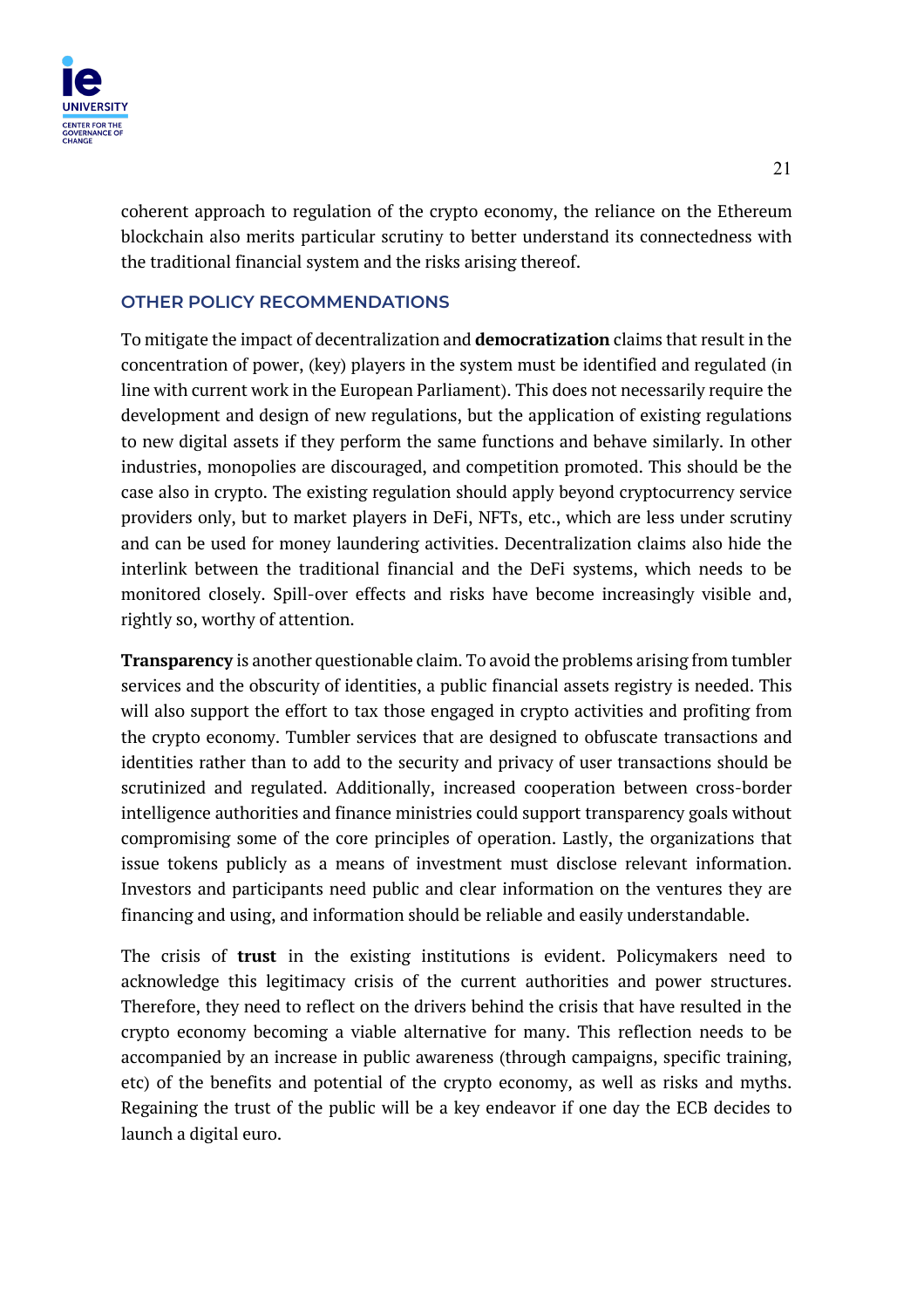coherent approach to regulation of the crypto economy, the reliance on the Ethereum blockchain also merits particular scrutiny to better understand its connectedness with the traditional financial system and the risks arising thereof.

## OTHER POLICY RECOMMENDATIONS

To mitigate the impact of decentralization and **democratization** claims that result in the concentration of power, (key) players in the system must be identified and regulated (in line with current work in the European Parliament). This does not necessarily require the development and design of new regulations, but the application of existing regulations to new digital assets if they perform the same functions and behave similarly. In other industries, monopolies are discouraged, and competition promoted. This should be the case also in crypto. The existing regulation should apply beyond cryptocurrency service providers only, but to market players in DeFi, NFTs, etc., which are less under scrutiny and can be used for money laundering activities. Decentralization claims also hide the interlink between the traditional financial and the DeFi systems, which needs to be monitored closely. Spill-over effects and risks have become increasingly visible and, rightly so, worthy of attention.

**Transparency** is another questionable claim. To avoid the problems arising from tumbler services and the obscurity of identities, a public financial assets registry is needed. This will also support the effort to tax those engaged in crypto activities and profiting from the crypto economy. Tumbler services that are designed to obfuscate transactions and identities rather than to add to the security and privacy of user transactions should be scrutinized and regulated. Additionally, increased cooperation between cross-border intelligence authorities and finance ministries could support transparency goals without compromising some of the core principles of operation. Lastly, the organizations that issue tokens publicly as a means of investment must disclose relevant information. Investors and participants need public and clear information on the ventures they are financing and using, and information should be reliable and easily understandable.

The crisis of **trust** in the existing institutions is evident. Policymakers need to acknowledge this legitimacy crisis of the current authorities and power structures. Therefore, they need to reflect on the drivers behind the crisis that have resulted in the crypto economy becoming a viable alternative for many. This reflection needs to be accompanied by an increase in public awareness (through campaigns, specific training, etc) of the benefits and potential of the crypto economy, as well as risks and myths. Regaining the trust of the public will be a key endeavor if one day the ECB decides to launch a digital euro.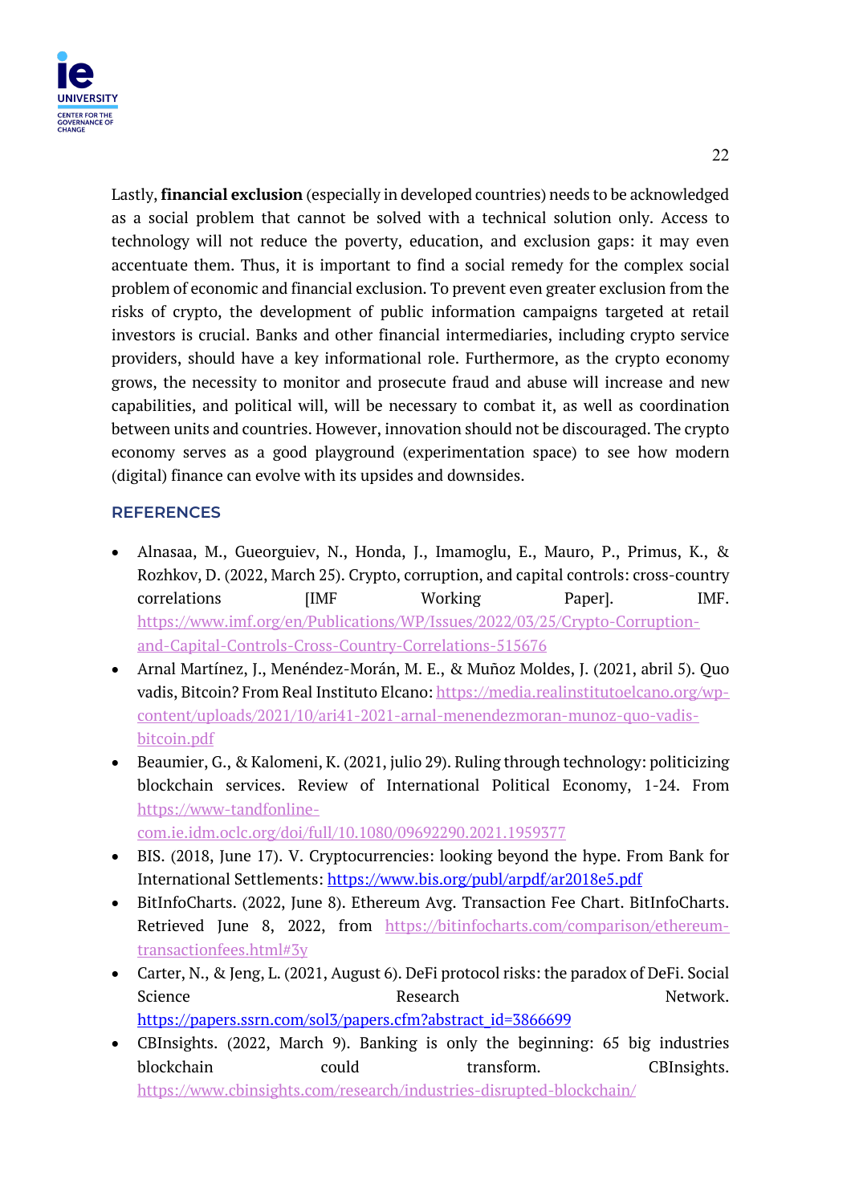Lastly, **financial exclusion** (especially in developed countries) needs to be acknowledged as a social problem that cannot be solved with a technical solution only. Access to technology will not reduce the poverty, education, and exclusion gaps: it may even accentuate them. Thus, it is important to find a social remedy for the complex social problem of economic and financial exclusion. To prevent even greater exclusion from the risks of crypto, the development of public information campaigns targeted at retail investors is crucial. Banks and other financial intermediaries, including crypto service providers, should have a key informational role. Furthermore, as the crypto economy grows, the necessity to monitor and prosecute fraud and abuse will increase and new capabilities, and political will, will be necessary to combat it, as well as coordination between units and countries. However, innovation should not be discouraged. The crypto economy serves as a good playground (experimentation space) to see how modern (digital) finance can evolve with its upsides and downsides.

## REFERENCES

- Alnasaa, M., Gueorguiev, N., Honda, J., Imamoglu, E., Mauro, P., Primus, K., & Rozhkov, D. (2022, March 25). Crypto, corruption, and capital controls: cross-country correlations [IMF Working Paper]. IMF. https://www.imf.org/en/Publications/WP/Issues/2022/03/25/Crypto-Corruption-and-Capital-Controls-Cross-Country-Correlations-515676
- Arnal Martínez, J., Menéndez-Morán, M. E., & Muñoz Moldes, J. (2021, abril 5). Quo vadis, Bitcoin? From Real Instituto Elcano: https://media.realinstitutoelcano.org/wp-content/uploads/2021/10/ari41-2021-arnal-menendezmoran-munoz-quo-vadis-bitcoin.pdf
- Beaumier, G., & Kalomeni, K. (2021, julio 29). Ruling through technology: politicizing blockchain services. Review of International Political Economy, 1-24. From https://www-tandfonline-com.ie.idm.oclc.org/doi/full/10.1080/09692290.2021.1959377
- BIS. (2018, June 17). V. Cryptocurrencies: looking beyond the hype. From Bank for International Settlements: https://www.bis.org/publ/arpdf/ar2018e5.pdf
- BitInfoCharts. (2022, June 8). Ethereum Avg. Transaction Fee Chart. BitInfoCharts. Retrieved June 8, 2022, from https://bitinfocharts.com/comparison/ethereum-transactionfees.html#3y
- Carter, N., & Jeng, L. (2021, August 6). DeFi protocol risks: the paradox of DeFi. Social Science Research Network. https://papers.ssrn.com/sol3/papers.cfm?abstract_id=3866699
- CBInsights. (2022, March 9). Banking is only the beginning: 65 big industries blockchain could transform. CBInsights. https://www.cbinsights.com/research/industries-disrupted-blockchain/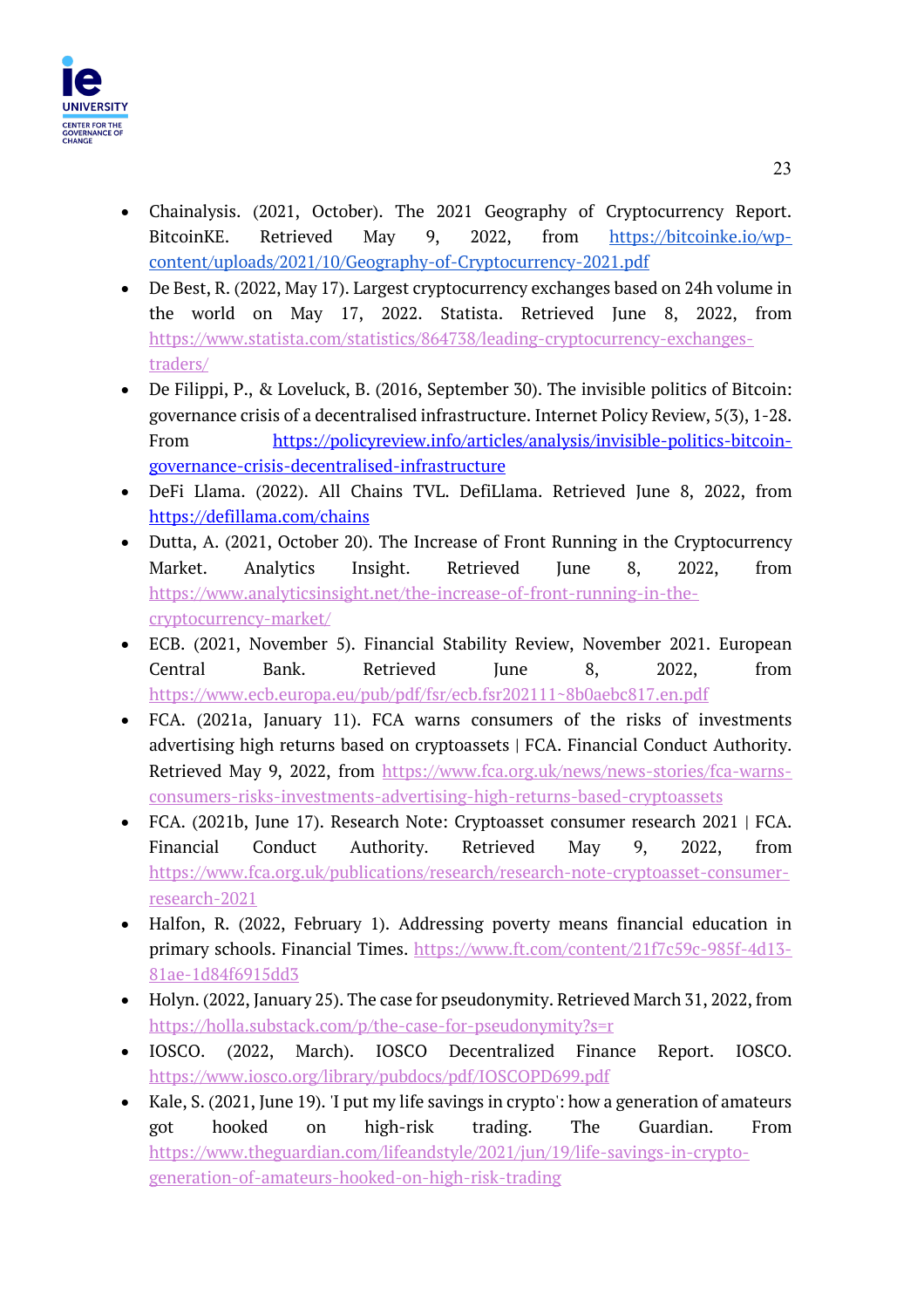- Chainalysis. (2021, October). The 2021 Geography of Cryptocurrency Report. BitcoinKE. Retrieved May 9, 2022, from https://bitcoinke.io/wp-content/uploads/2021/10/Geography-of-Cryptocurrency-2021.pdf
- De Best, R. (2022, May 17). Largest cryptocurrency exchanges based on 24h volume in the world on May 17, 2022. Statista. Retrieved June 8, 2022, from https://www.statista.com/statistics/864738/leading-cryptocurrency-exchanges-traders/
- De Filippi, P., & Loveluck, B. (2016, September 30). The invisible politics of Bitcoin: governance crisis of a decentralised infrastructure. Internet Policy Review, 5(3), 1-28. From https://policyreview.info/articles/analysis/invisible-politics-bitcoin-governance-crisis-decentralised-infrastructure
- DeFi Llama. (2022). All Chains TVL. DefiLlama. Retrieved June 8, 2022, from https://defillama.com/chains
- Dutta, A. (2021, October 20). The Increase of Front Running in the Cryptocurrency Market. Analytics Insight. Retrieved June 8, 2022, from https://www.analyticsinsight.net/the-increase-of-front-running-in-the-cryptocurrency-market/
- ECB. (2021, November 5). Financial Stability Review, November 2021. European Central Bank. Retrieved June 8, 2022, from https://www.ecb.europa.eu/pub/pdf/fsr/ecb.fsr202111~8b0aebc817.en.pdf
- FCA. (2021a, January 11). FCA warns consumers of the risks of investments advertising high returns based on cryptoassets | FCA. Financial Conduct Authority. Retrieved May 9, 2022, from https://www.fca.org.uk/news/news-stories/fca-warns-consumers-risks-investments-advertising-high-returns-based-cryptoassets
- FCA. (2021b, June 17). Research Note: Cryptoasset consumer research 2021 | FCA. Financial Conduct Authority. Retrieved May 9, 2022, from https://www.fca.org.uk/publications/research/research-note-cryptoasset-consumer-research-2021
- Halfon, R. (2022, February 1). Addressing poverty means financial education in primary schools. Financial Times. https://www.ft.com/content/21f7c59c-985f-4d13-81ae-1d84f6915dd3
- Holyn. (2022, January 25). The case for pseudonymity. Retrieved March 31, 2022, from https://holla.substack.com/p/the-case-for-pseudonymity?s=r
- IOSCO. (2022, March). IOSCO Decentralized Finance Report. IOSCO. https://www.iosco.org/library/pubdocs/pdf/IOSCOPD699.pdf
- Kale, S. (2021, June 19). 'I put my life savings in crypto': how a generation of amateurs got hooked on high-risk trading. The Guardian. From https://www.theguardian.com/lifeandstyle/2021/jun/19/life-savings-in-crypto-generation-of-amateurs-hooked-on-high-risk-trading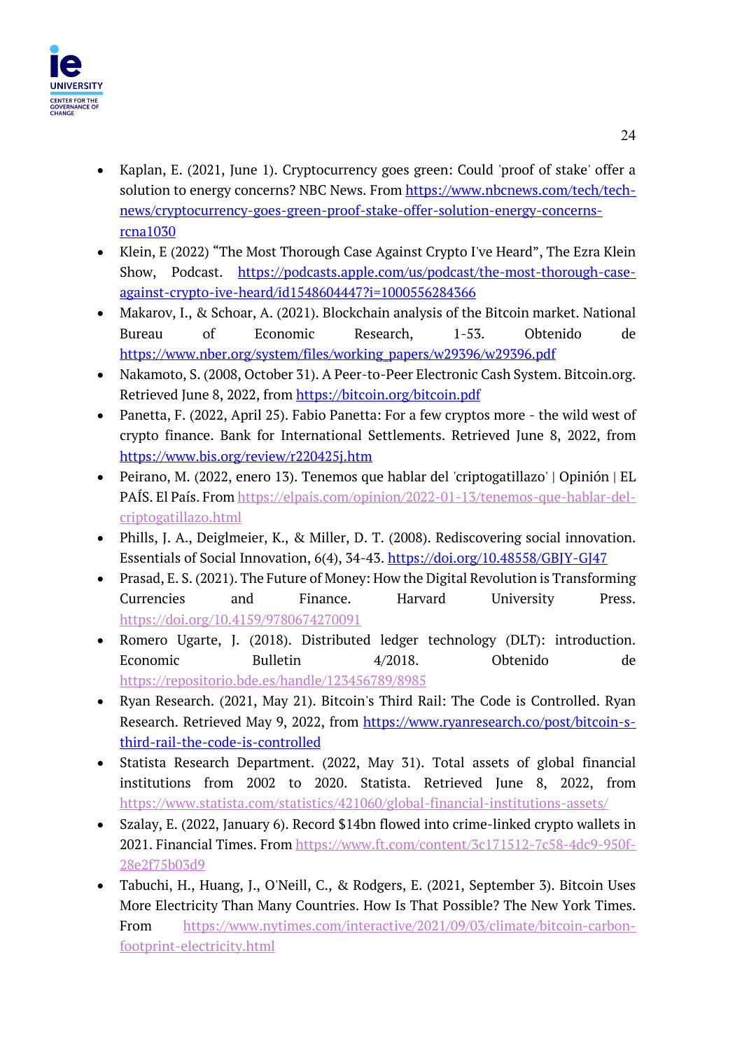- Kaplan, E. (2021, June 1). Cryptocurrency goes green: Could 'proof of stake' offer a solution to energy concerns? NBC News. From https://www.nbcnews.com/tech/tech-news/cryptocurrency-goes-green-proof-stake-offer-solution-energy-concerns-rcna1030
- Klein, E (2022) "The Most Thorough Case Against Crypto I've Heard", The Ezra Klein Show, Podcast. https://podcasts.apple.com/us/podcast/the-most-thorough-case-against-crypto-ive-heard/id1548604447?i=1000556284366
- Makarov, I., & Schoar, A. (2021). Blockchain analysis of the Bitcoin market. National Bureau of Economic Research, 1-53. Obtenido de https://www.nber.org/system/files/working_papers/w29396/w29396.pdf
- Nakamoto, S. (2008, October 31). A Peer-to-Peer Electronic Cash System. Bitcoin.org. Retrieved June 8, 2022, from https://bitcoin.org/bitcoin.pdf
- Panetta, F. (2022, April 25). Fabio Panetta: For a few cryptos more - the wild west of crypto finance. Bank for International Settlements. Retrieved June 8, 2022, from https://www.bis.org/review/r220425j.htm
- Peirano, M. (2022, enero 13). Tenemos que hablar del 'criptogatillazo' | Opinión | EL PAÍS. El País. From https://elpais.com/opinion/2022-01-13/tenemos-que-hablar-del-criptogatillazo.html
- Phills, J. A., Deiglmeier, K., & Miller, D. T. (2008). Rediscovering social innovation. Essentials of Social Innovation, 6(4), 34-43. https://doi.org/10.48558/GBJY-GJ47
- Prasad, E. S. (2021). The Future of Money: How the Digital Revolution is Transforming Currencies and Finance. Harvard University Press. https://doi.org/10.4159/9780674270091
- Romero Ugarte, J. (2018). Distributed ledger technology (DLT): introduction. Economic Bulletin 4/2018. Obtenido de https://repositorio.bde.es/handle/123456789/8985
- Ryan Research. (2021, May 21). Bitcoin's Third Rail: The Code is Controlled. Ryan Research. Retrieved May 9, 2022, from https://www.ryanresearch.co/post/bitcoin-s-third-rail-the-code-is-controlled
- Statista Research Department. (2022, May 31). Total assets of global financial institutions from 2002 to 2020. Statista. Retrieved June 8, 2022, from https://www.statista.com/statistics/421060/global-financial-institutions-assets/
- Szalay, E. (2022, January 6). Record $14bn flowed into crime-linked crypto wallets in 2021. Financial Times. From https://www.ft.com/content/3c171512-7c58-4dc9-950f-28e2f75b03d9
- Tabuchi, H., Huang, J., O'Neill, C., & Rodgers, E. (2021, September 3). Bitcoin Uses More Electricity Than Many Countries. How Is That Possible? The New York Times. From https://www.nytimes.com/interactive/2021/09/03/climate/bitcoin-carbon-footprint-electricity.html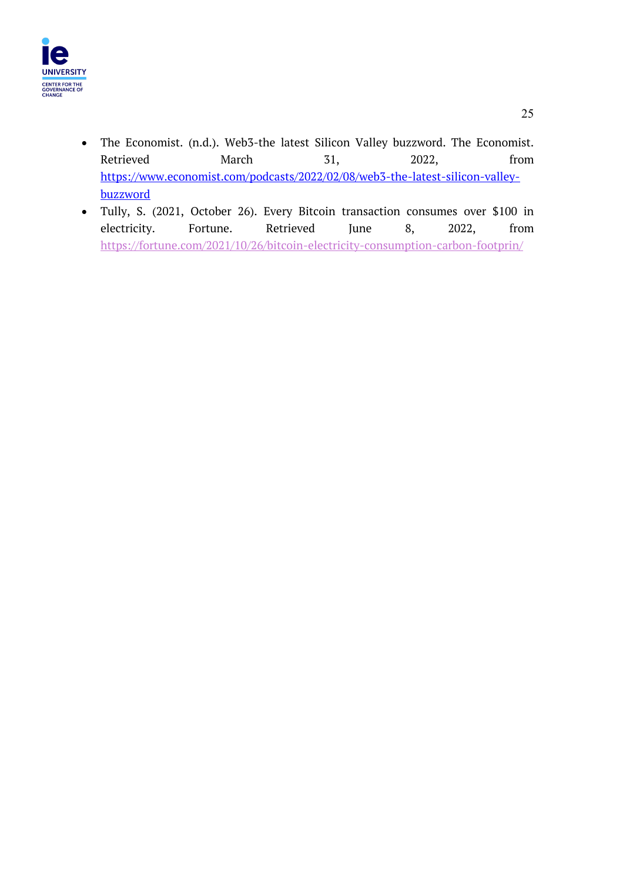- The Economist. (n.d.). Web3-the latest Silicon Valley buzzword. The Economist. Retrieved March 31, 2022, from https://www.economist.com/podcasts/2022/02/08/web3-the-latest-silicon-valley-buzzword
- Tully, S. (2021, October 26). Every Bitcoin transaction consumes over $100 in electricity. Fortune. Retrieved June 8, 2022, from https://fortune.com/2021/10/26/bitcoin-electricity-consumption-carbon-footprin/